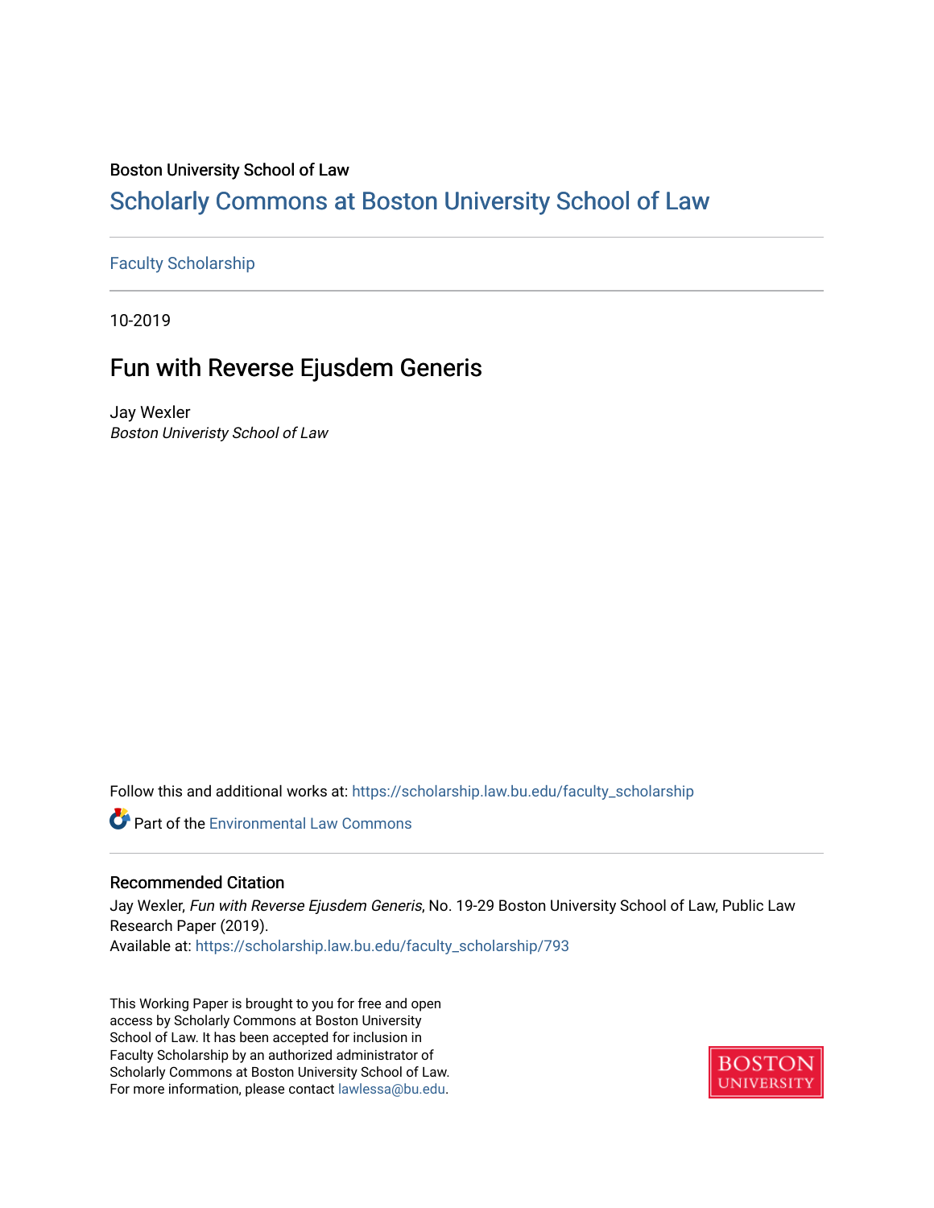Boston University School of Law

# Scholarly Commons at Boston University School of Law

Faculty Scholarship

10-2019

## Fun with Reverse Ejusdem Generis

Jay Wexler

*Boston Univeristy School of Law*

Follow this and additional works at: https://scholarship.law.bu.edu/faculty_scholarship

Part of the Environmental Law Commons

### Recommended Citation

Jay Wexler, *Fun with Reverse Ejusdem Generis*, No. 19-29 Boston University School of Law, Public Law Research Paper (2019).

Available at: https://scholarship.law.bu.edu/faculty_scholarship/793

This Working Paper is brought to you for free and open access by Scholarly Commons at Boston University School of Law. It has been accepted for inclusion in Faculty Scholarship by an authorized administrator of Scholarly Commons at Boston University School of Law. For more information, please contact lawlessa@bu.edu.

BOSTON UNIVERSITY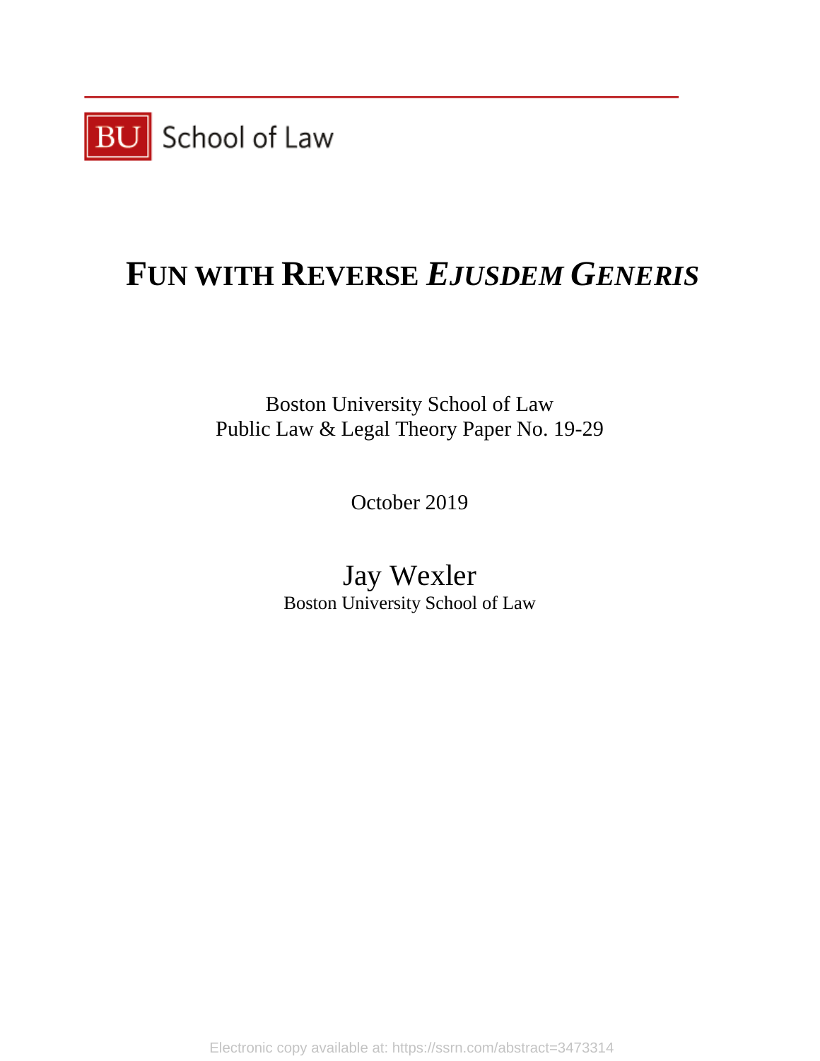BU School of Law

# FUN WITH REVERSE *EJUSDEM GENERIS*

Boston University School of Law
Public Law & Legal Theory Paper No. 19-29

October 2019

Jay Wexler
Boston University School of Law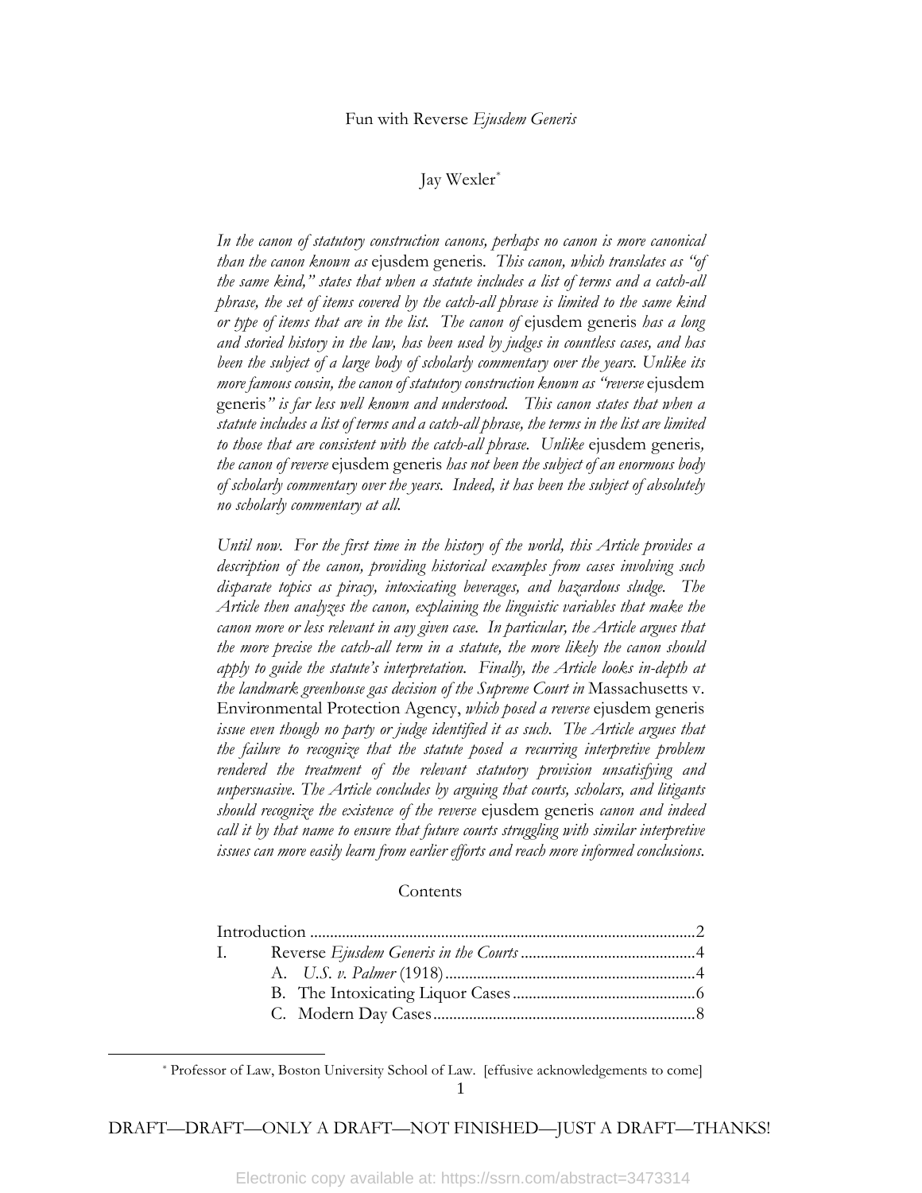Fun with Reverse *Ejusdem Generis*

Jay Wexler[*]

*In the canon of statutory construction canons, perhaps no canon is more canonical than the canon known as* ejusdem generis*. This canon, which translates as "of the same kind," states that when a statute includes a list of terms and a catch-all phrase, the set of items covered by the catch-all phrase is limited to the same kind or type of items that are in the list. The canon of* ejusdem generis *has a long and storied history in the law, has been used by judges in countless cases, and has been the subject of a large body of scholarly commentary over the years. Unlike its more famous cousin, the canon of statutory construction known as "reverse* ejusdem generis*" is far less well known and understood. This canon states that when a statute includes a list of terms and a catch-all phrase, the terms in the list are limited to those that are consistent with the catch-all phrase. Unlike* ejusdem generis*, the canon of reverse* ejusdem generis *has not been the subject of an enormous body of scholarly commentary over the years. Indeed, it has been the subject of absolutely no scholarly commentary at all.*

*Until now. For the first time in the history of the world, this Article provides a description of the canon, providing historical examples from cases involving such disparate topics as piracy, intoxicating beverages, and hazardous sludge. The Article then analyzes the canon, explaining the linguistic variables that make the canon more or less relevant in any given case. In particular, the Article argues that the more precise the catch-all term in a statute, the more likely the canon should apply to guide the statute's interpretation. Finally, the Article looks in-depth at the landmark greenhouse gas decision of the Supreme Court in* Massachusetts v. Environmental Protection Agency*, which posed a reverse* ejusdem generis *issue even though no party or judge identified it as such. The Article argues that the failure to recognize that the statute posed a recurring interpretive problem rendered the treatment of the relevant statutory provision unsatisfying and unpersuasive. The Article concludes by arguing that courts, scholars, and litigants should recognize the existence of the reverse* ejusdem generis *canon and indeed call it by that name to ensure that future courts struggling with similar interpretive issues can more easily learn from earlier efforts and reach more informed conclusions.*

Contents

Introduction ....................................................................2
I. Reverse *Ejusdem Generis in the Courts* ..................................4
- A. *U.S. v. Palmer* (1918) ..........................................4
- B. The Intoxicating Liquor Cases ....................................6
- C. Modern Day Cases .................................................8

[*] Professor of Law, Boston University School of Law. [effusive acknowledgements to come]

DRAFT—DRAFT—ONLY A DRAFT—NOT FINISHED—JUST A DRAFT—THANKS!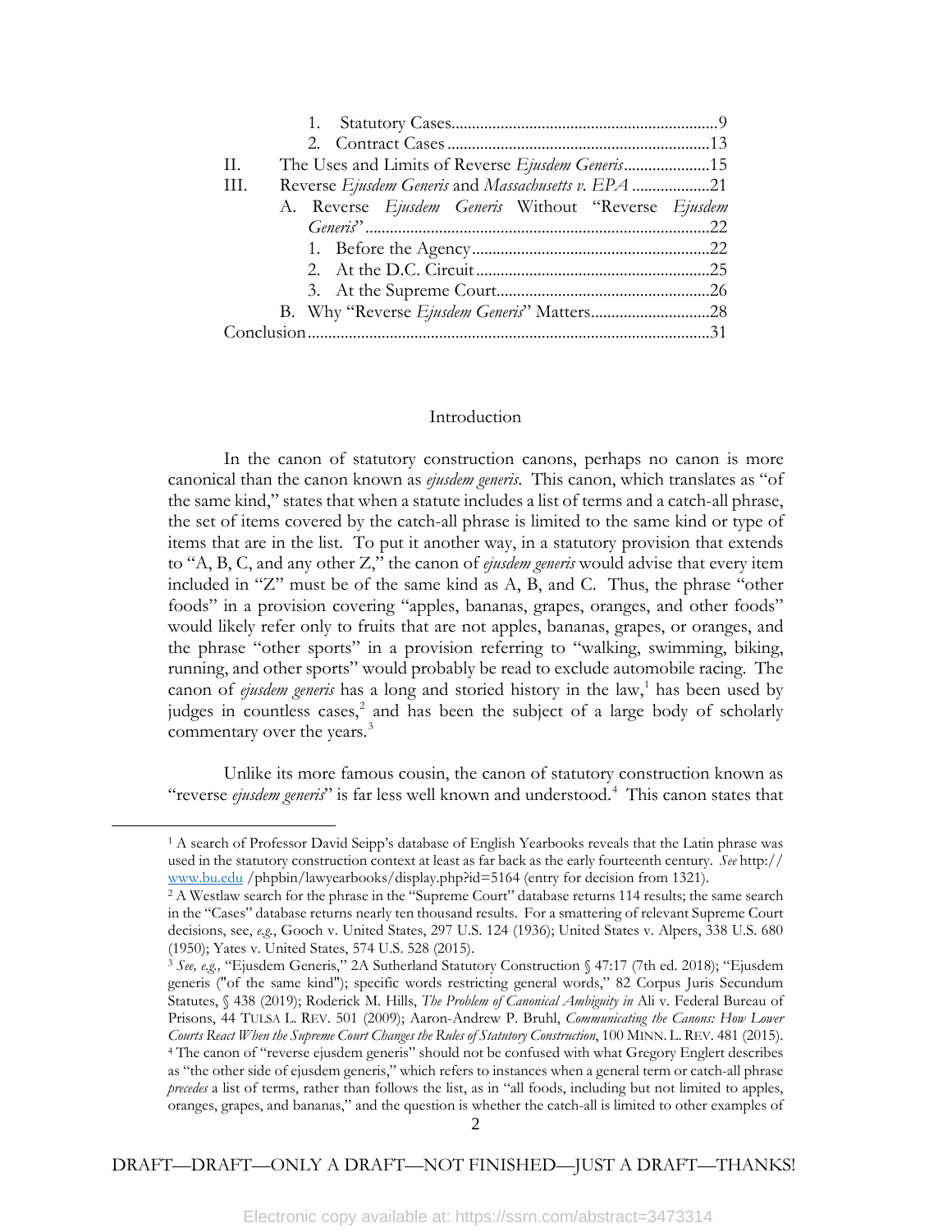1. Statistical Cases ........................................................................9
2. Contract Cases ........................................................................13

II. The Uses and Limits of Reverse *Ejusdem Generis* .....................15

III. Reverse *Ejusdem Generis* and *Massachusetts v. EPA* ..................21

A. Reverse *Ejusdem Generis* Without "Reverse *Ejusdem Generis*" ........................................................................22

1. Before the Agency ........................................................................22
2. At the D.C. Circuit ........................................................................25
3. At the Supreme Court ........................................................................26

B. Why "Reverse *Ejusdem Generis*" Matters ............................28

Conclusion ........................................................................31

## Introduction

In the canon of statutory construction canons, perhaps no canon is more canonical than the canon known as *ejusdem generis*. This canon, which translates as "of the same kind," states that when a statute includes a list of terms and a catch-all phrase, the set of items covered by the catch-all phrase is limited to the same kind or type of items that are in the list. To put it another way, in a statutory provision that extends to "A, B, C, and any other Z," the canon of *ejusdem generis* would advise that every item included in "Z" must be of the same kind as A, B, and C. Thus, the phrase "other foods" in a provision covering "apples, bananas, grapes, oranges, and other foods" would likely refer only to fruits that are not apples, bananas, grapes, or oranges, and the phrase "other sports" in a provision referring to "walking, swimming, biking, running, and other sports" would probably be read to exclude automobile racing. The canon of *ejusdem generis* has a long and storied history in the law,[1] has been used by judges in countless cases,[2] and has been the subject of a large body of scholarly commentary over the years.[3]

Unlike its more famous cousin, the canon of statutory construction known as "reverse *ejusdem generis*" is far less well known and understood.[4] This canon states that

---

[1] A search of Professor David Seipp's database of English Yearbooks reveals that the Latin phrase was used in the statutory construction context at least as far back as the early fourteenth century. *See* http:// www.bu.edu /phpbin/lawyearbooks/display.php?id=5164 (entry for decision from 1321).

[2] A Westlaw search for the phrase in the "Supreme Court" database returns 114 results; the same search in the "Cases" database returns nearly ten thousand results. For a smattering of relevant Supreme Court decisions, see, *e.g.*, Gooch v. United States, 297 U.S. 124 (1936); United States v. Alpers, 338 U.S. 680 (1950); Yates v. United States, 574 U.S. 528 (2015).

[3] *See, e.g.,* "Ejusdem Generis," 2A Sutherland Statutory Construction § 47:17 (7th ed. 2018); "Ejusdem generis ("of the same kind"); specific words restricting general words," 82 Corpus Juris Secundum Statutes, § 438 (2019); Roderick M. Hills, *The Problem of Canonical Ambiguity in* Ali v. Federal Bureau of Prisons, 44 TULSA L. REV. 501 (2009); Aaron-Andrew P. Bruhl, *Communicating the Canons: How Lower Courts React When the Supreme Court Changes the Rules of Statutory Construction*, 100 MINN. L. REV. 481 (2015).

[4] The canon of "reverse ejusdem generis" should not be confused with what Gregory Englert describes as "the other side of ejusdem generis," which refers to instances when a general term or catch-all phrase *precedes* a list of terms, rather than follows the list, as in "all foods, including but not limited to apples, oranges, grapes, and bananas," and the question is whether the catch-all is limited to other examples of

DRAFT—DRAFT—ONLY A DRAFT—NOT FINISHED—JUST A DRAFT—THANKS!

Electronic copy available at: https://ssrn.com/abstract=3473314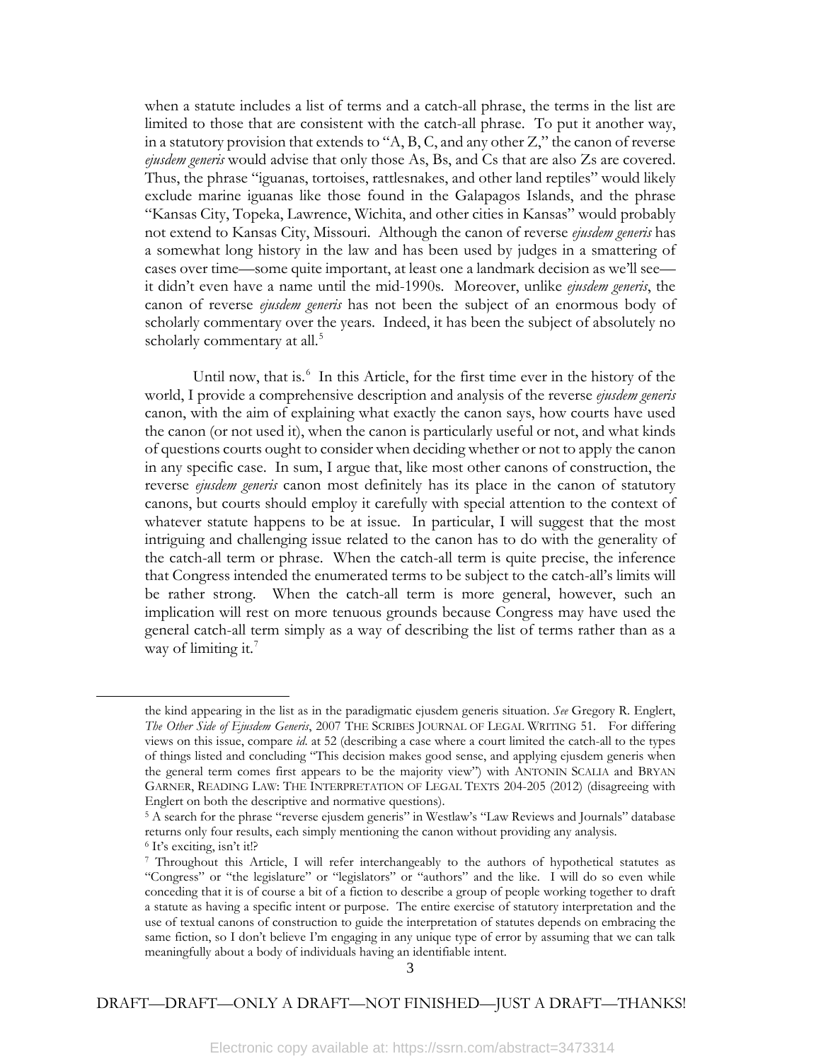when a statute includes a list of terms and a catch-all phrase, the terms in the list are limited to those that are consistent with the catch-all phrase. To put it another way, in a statutory provision that extends to "A, B, C, and any other Z," the canon of reverse *ejusdem generis* would advise that only those As, Bs, and Cs that are also Zs are covered. Thus, the phrase "iguanas, tortoises, rattlesnakes, and other land reptiles" would likely exclude marine iguanas like those found in the Galapagos Islands, and the phrase "Kansas City, Topeka, Lawrence, Wichita, and other cities in Kansas" would probably not extend to Kansas City, Missouri. Although the canon of reverse *ejusdem generis* has a somewhat long history in the law and has been used by judges in a smattering of cases over time—some quite important, at least one a landmark decision as we'll see—it didn't even have a name until the mid-1990s. Moreover, unlike *ejusdem generis*, the canon of reverse *ejusdem generis* has not been the subject of an enormous body of scholarly commentary over the years. Indeed, it has been the subject of absolutely no scholarly commentary at all.[5]

Until now, that is.[6] In this Article, for the first time ever in the history of the world, I provide a comprehensive description and analysis of the reverse *ejusdem generis* canon, with the aim of explaining what exactly the canon says, how courts have used the canon (or not used it), when the canon is particularly useful or not, and what kinds of questions courts ought to consider when deciding whether or not to apply the canon in any specific case. In sum, I argue that, like most other canons of construction, the reverse *ejusdem generis* canon most definitely has its place in the canon of statutory canons, but courts should employ it carefully with special attention to the context of whatever statute happens to be at issue. In particular, I will suggest that the most intriguing and challenging issue related to the canon has to do with the generality of the catch-all term or phrase. When the catch-all term is quite precise, the inference that Congress intended the enumerated terms to be subject to the catch-all's limits will be rather strong. When the catch-all term is more general, however, such an implication will rest on more tenuous grounds because Congress may have used the general catch-all term simply as a way of describing the list of terms rather than as a way of limiting it.[7]

---

the kind appearing in the list as in the paradigmatic ejusdem generis situation. *See* Gregory R. Englert, *The Other Side of Ejusdem Generis*, 2007 THE SCRIBES JOURNAL OF LEGAL WRITING 51. For differing views on this issue, compare *id*. at 52 (describing a case where a court limited the catch-all to the types of things listed and concluding "This decision makes good sense, and applying ejusdem generis when the general term comes first appears to be the majority view") with ANTONIN SCALIA and BRYAN GARNER, READING LAW: THE INTERPRETATION OF LEGAL TEXTS 204-205 (2012) (disagreeing with Englert on both the descriptive and normative questions).

[5] A search for the phrase "reverse ejusdem generis" in Westlaw's "Law Reviews and Journals" database returns only four results, each simply mentioning the canon without providing any analysis.

[6] It's exciting, isn't it!?

[7] Throughout this Article, I will refer interchangeably to the authors of hypothetical statutes as "Congress" or "the legislature" or "legislators" or "authors" and the like. I will do so even while conceding that it is of course a bit of a fiction to describe a group of people working together to draft a statute as having a specific intent or purpose. The entire exercise of statutory interpretation and the use of textual canons of construction to guide the interpretation of statutes depends on embracing the same fiction, so I don't believe I'm engaging in any unique type of error by assuming that we can talk meaningfully about a body of individuals having an identifiable intent.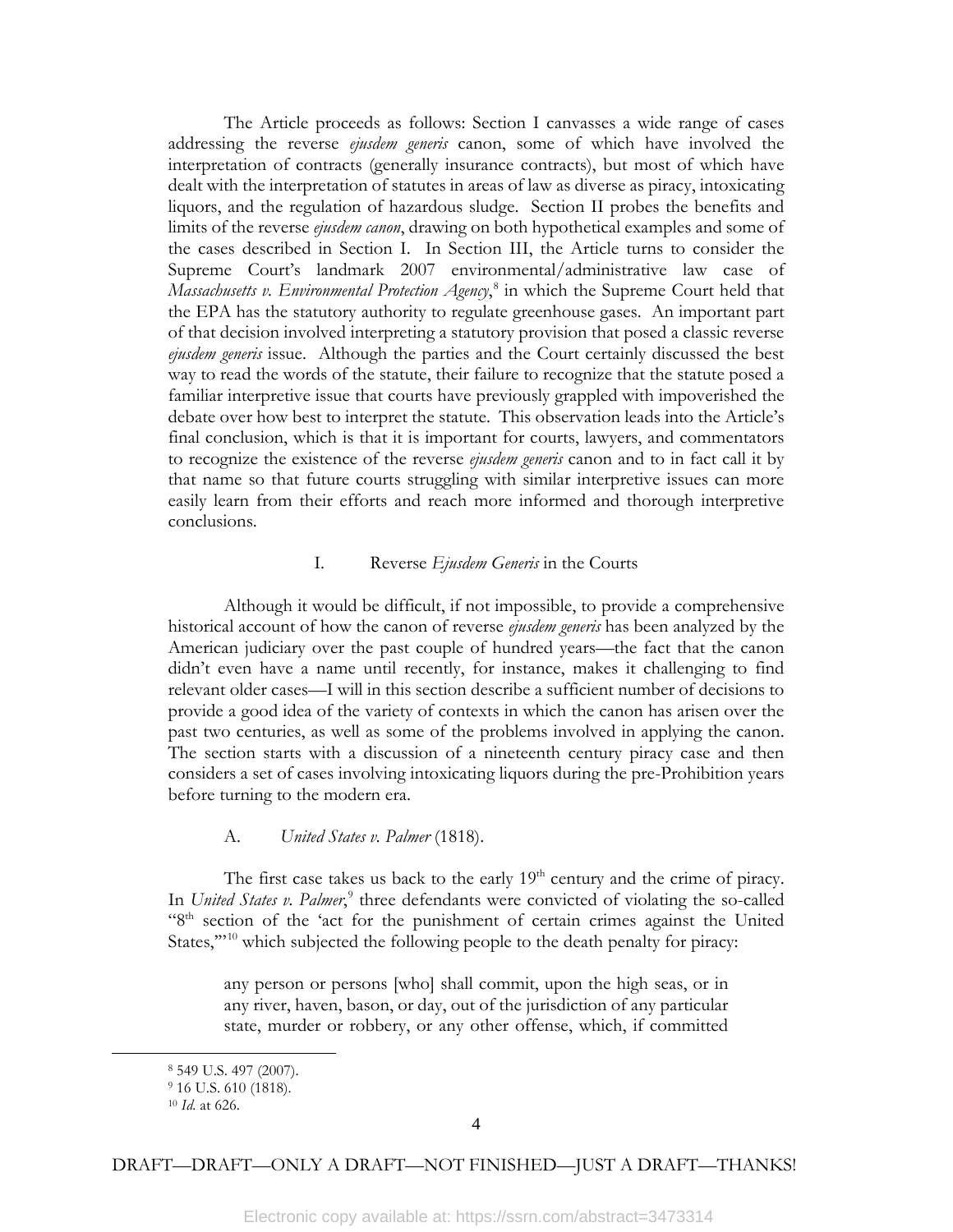The Article proceeds as follows: Section I canvasses a wide range of cases addressing the reverse *ejusdem generis* canon, some of which have involved the interpretation of contracts (generally insurance contracts), but most of which have dealt with the interpretation of statutes in areas of law as diverse as piracy, intoxicating liquors, and the regulation of hazardous sludge. Section II probes the benefits and limits of the reverse *ejusdem canon*, drawing on both hypothetical examples and some of the cases described in Section I. In Section III, the Article turns to consider the Supreme Court's landmark 2007 environmental/administrative law case of *Massachusetts v. Environmental Protection Agency*,[8] in which the Supreme Court held that the EPA has the statutory authority to regulate greenhouse gases. An important part of that decision involved interpreting a statutory provision that posed a classic reverse *ejusdem generis* issue. Although the parties and the Court certainly discussed the best way to read the words of the statute, their failure to recognize that the statute posed a familiar interpretive issue that courts have previously grappled with impoverished the debate over how best to interpret the statute. This observation leads into the Article's final conclusion, which is that it is important for courts, lawyers, and commentators to recognize the existence of the reverse *ejusdem generis* canon and to in fact call it by that name so that future courts struggling with similar interpretive issues can more easily learn from their efforts and reach more informed and thorough interpretive conclusions.

## I. Reverse *Ejusdem Generis* in the Courts

Although it would be difficult, if not impossible, to provide a comprehensive historical account of how the canon of reverse *ejusdem generis* has been analyzed by the American judiciary over the past couple of hundred years—the fact that the canon didn't even have a name until recently, for instance, makes it challenging to find relevant older cases—I will in this section describe a sufficient number of decisions to provide a good idea of the variety of contexts in which the canon has arisen over the past two centuries, as well as some of the problems involved in applying the canon. The section starts with a discussion of a nineteenth century piracy case and then considers a set of cases involving intoxicating liquors during the pre-Prohibition years before turning to the modern era.

### A. *United States v. Palmer* (1818).

The first case takes us back to the early 19th century and the crime of piracy. In *United States v. Palmer*,[9] three defendants were convicted of violating the so-called "8th section of the 'act for the punishment of certain crimes against the United States,'"[10] which subjected the following people to the death penalty for piracy:

> any person or persons [who] shall commit, upon the high seas, or in any river, haven, bason, or day, out of the jurisdiction of any particular state, murder or robbery, or any other offense, which, if committed

---

[8] 549 U.S. 497 (2007).

[9] 16 U.S. 610 (1818).

[10] *Id.* at 626.

DRAFT—DRAFT—ONLY A DRAFT—NOT FINISHED—JUST A DRAFT—THANKS!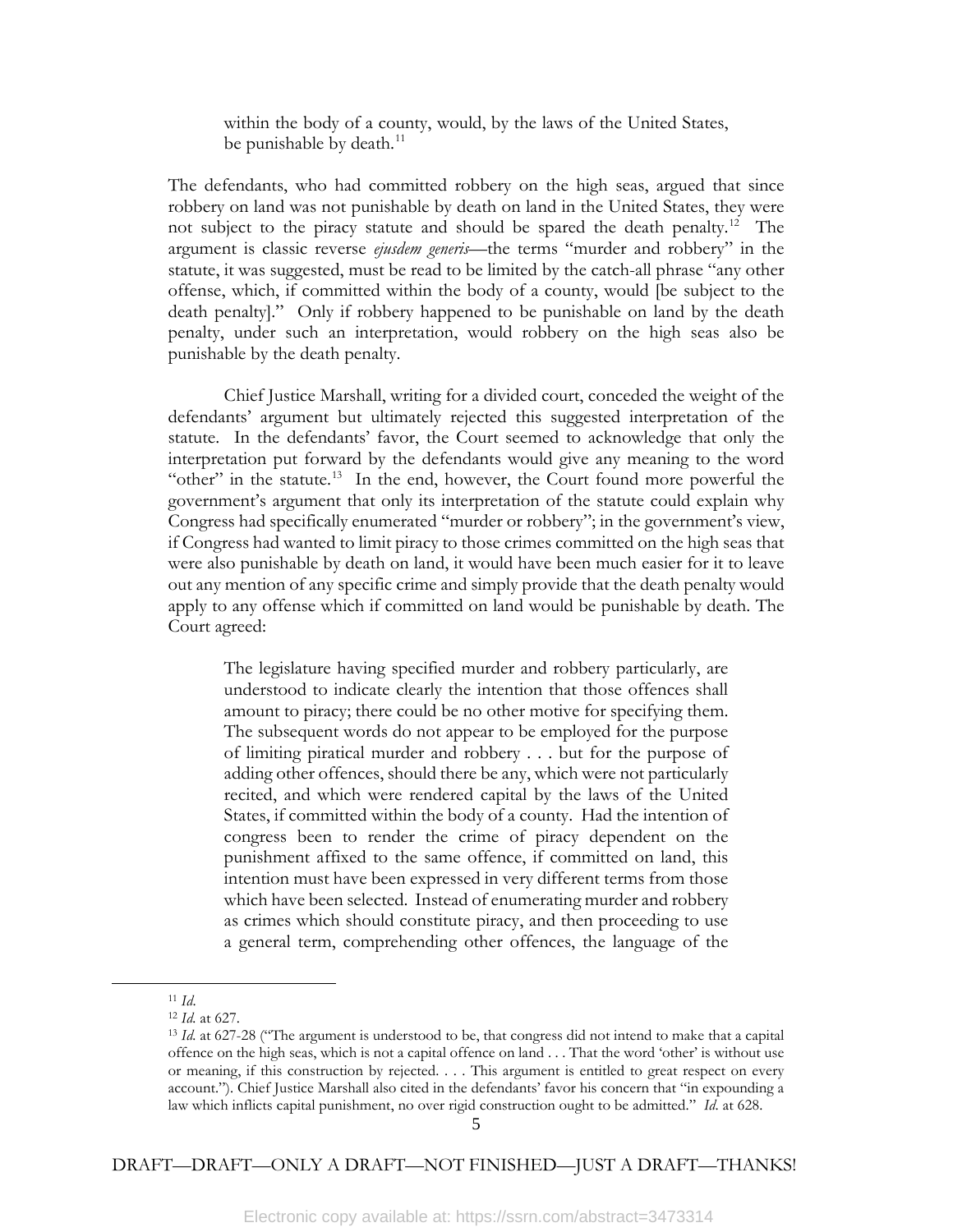> within the body of a county, would, by the laws of the United States, be punishable by death.[11]

The defendants, who had committed robbery on the high seas, argued that since robbery on land was not punishable by death on land in the United States, they were not subject to the piracy statute and should be spared the death penalty.[12] The argument is classic reverse *ejusdem generis*—the terms "murder and robbery" in the statute, it was suggested, must be read to be limited by the catch-all phrase "any other offense, which, if committed within the body of a county, would [be subject to the death penalty]." Only if robbery happened to be punishable on land by the death penalty, under such an interpretation, would robbery on the high seas also be punishable by the death penalty.

Chief Justice Marshall, writing for a divided court, conceded the weight of the defendants' argument but ultimately rejected this suggested interpretation of the statute. In the defendants' favor, the Court seemed to acknowledge that only the interpretation put forward by the defendants would give any meaning to the word "other" in the statute.[13] In the end, however, the Court found more powerful the government's argument that only its interpretation of the statute could explain why Congress had specifically enumerated "murder or robbery"; in the government's view, if Congress had wanted to limit piracy to those crimes committed on the high seas that were also punishable by death on land, it would have been much easier for it to leave out any mention of any specific crime and simply provide that the death penalty would apply to any offense which if committed on land would be punishable by death. The Court agreed:

> The legislature having specified murder and robbery particularly, are understood to indicate clearly the intention that those offences shall amount to piracy; there could be no other motive for specifying them. The subsequent words do not appear to be employed for the purpose of limiting piratical murder and robbery . . . but for the purpose of adding other offences, should there be any, which were not particularly recited, and which were rendered capital by the laws of the United States, if committed within the body of a county. Had the intention of congress been to render the crime of piracy dependent on the punishment affixed to the same offence, if committed on land, this intention must have been expressed in very different terms from those which have been selected. Instead of enumerating murder and robbery as crimes which should constitute piracy, and then proceeding to use a general term, comprehending other offences, the language of the

---

[11] *Id.*

[12] *Id.* at 627.

[13] *Id.* at 627-28 ("The argument is understood to be, that congress did not intend to make that a capital offence on the high seas, which is not a capital offence on land . . . That the word 'other' is without use or meaning, if this construction by rejected. . . . This argument is entitled to great respect on every account."). Chief Justice Marshall also cited in the defendants' favor his concern that "in expounding a law which inflicts capital punishment, no over rigid construction ought to be admitted." *Id.* at 628.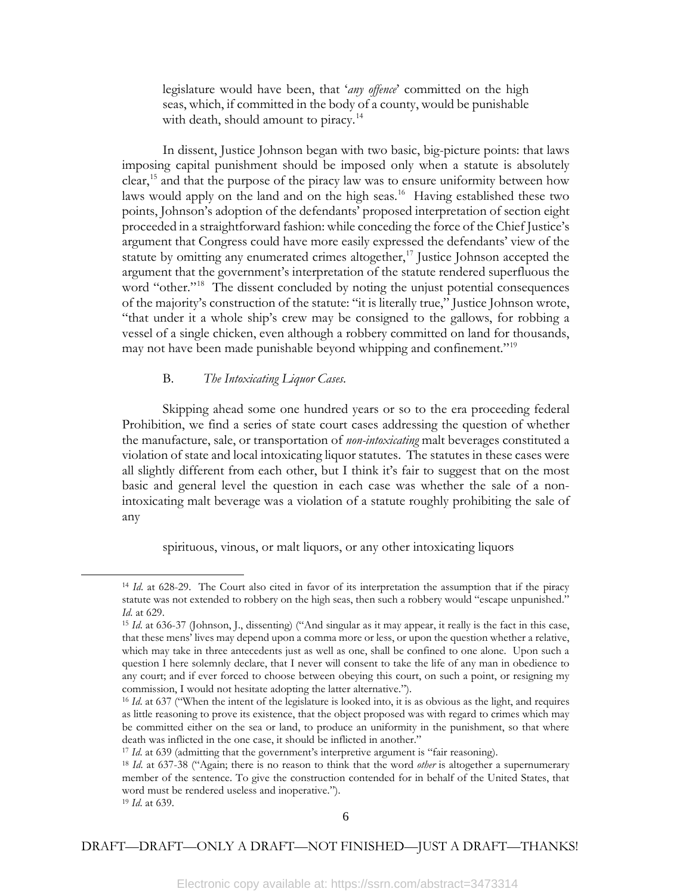> legislature would have been, that '*any offence*' committed on the high seas, which, if committed in the body of a county, would be punishable with death, should amount to piracy.[14]

In dissent, Justice Johnson began with two basic, big-picture points: that laws imposing capital punishment should be imposed only when a statute is absolutely clear,[15] and that the purpose of the piracy law was to ensure uniformity between how laws would apply on the land and on the high seas.[16] Having established these two points, Johnson's adoption of the defendants' proposed interpretation of section eight proceeded in a straightforward fashion: while conceding the force of the Chief Justice's argument that Congress could have more easily expressed the defendants' view of the statute by omitting any enumerated crimes altogether,[17] Justice Johnson accepted the argument that the government's interpretation of the statute rendered superfluous the word "other."[18] The dissent concluded by noting the unjust potential consequences of the majority's construction of the statute: "it is literally true," Justice Johnson wrote, "that under it a whole ship's crew may be consigned to the gallows, for robbing a vessel of a single chicken, even although a robbery committed on land for thousands, may not have been made punishable beyond whipping and confinement."[19]

### B. *The Intoxicating Liquor Cases.*

Skipping ahead some one hundred years or so to the era proceeding federal Prohibition, we find a series of state court cases addressing the question of whether the manufacture, sale, or transportation of *non-intoxicating* malt beverages constituted a violation of state and local intoxicating liquor statutes. The statutes in these cases were all slightly different from each other, but I think it's fair to suggest that on the most basic and general level the question in each case was whether the sale of a non-intoxicating malt beverage was a violation of a statute roughly prohibiting the sale of any

> spirituous, vinous, or malt liquors, or any other intoxicating liquors

---

[14] *Id.* at 628-29. The Court also cited in favor of its interpretation the assumption that if the piracy statute was not extended to robbery on the high seas, then such a robbery would "escape unpunished." *Id.* at 629.

[15] *Id.* at 636-37 (Johnson, J., dissenting) ("And singular as it may appear, it really is the fact in this case, that these mens' lives may depend upon a comma more or less, or upon the question whether a relative, which may take in three antecedents just as well as one, shall be confined to one alone. Upon such a question I here solemnly declare, that I never will consent to take the life of any man in obedience to any court; and if ever forced to choose between obeying this court, on such a point, or resigning my commission, I would not hesitate adopting the latter alternative.").

[16] *Id.* at 637 ("When the intent of the legislature is looked into, it is as obvious as the light, and requires as little reasoning to prove its existence, that the object proposed was with regard to crimes which may be committed either on the sea or land, to produce an uniformity in the punishment, so that where death was inflicted in the one case, it should be inflicted in another."

[17] *Id.* at 639 (admitting that the government's interpretive argument is "fair reasoning).

[18] *Id.* at 637-38 ("Again; there is no reason to think that the word *other* is altogether a supernumerary member of the sentence. To give the construction contended for in behalf of the United States, that word must be rendered useless and inoperative.").

[19] *Id.* at 639.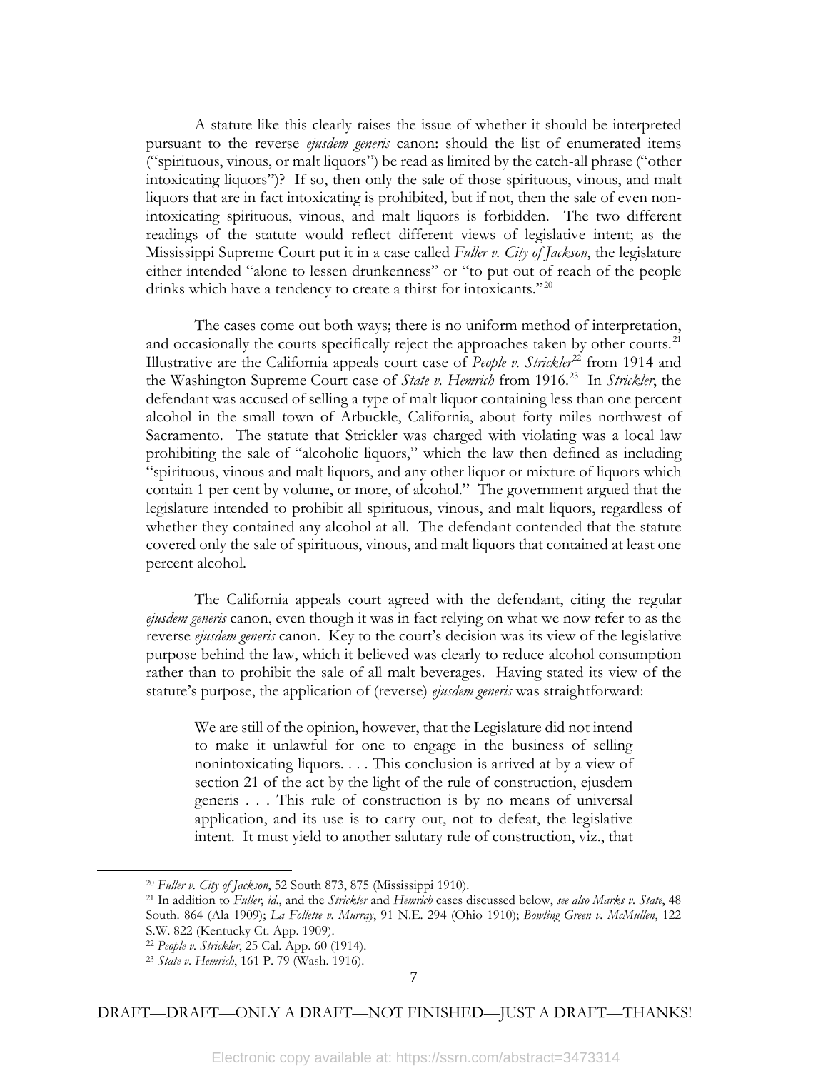A statute like this clearly raises the issue of whether it should be interpreted pursuant to the reverse *ejusdem generis* canon: should the list of enumerated items ("spirituous, vinous, or malt liquors") be read as limited by the catch-all phrase ("other intoxicating liquors")? If so, then only the sale of those spirituous, vinous, and malt liquors that are in fact intoxicating is prohibited, but if not, then the sale of even non-intoxicating spirituous, vinous, and malt liquors is forbidden. The two different readings of the statute would reflect different views of legislative intent; as the Mississippi Supreme Court put it in a case called *Fuller v. City of Jackson*, the legislature either intended "alone to lessen drunkenness" or "to put out of reach of the people drinks which have a tendency to create a thirst for intoxicants."[20]

The cases come out both ways; there is no uniform method of interpretation, and occasionally the courts specifically reject the approaches taken by other courts.[21] Illustrative are the California appeals court case of *People v. Strickler*[22] from 1914 and the Washington Supreme Court case of *State v. Hemrich* from 1916.[23] In *Strickler*, the defendant was accused of selling a type of malt liquor containing less than one percent alcohol in the small town of Arbuckle, California, about forty miles northwest of Sacramento. The statute that Strickler was charged with violating was a local law prohibiting the sale of "alcoholic liquors," which the law then defined as including "spirituous, vinous and malt liquors, and any other liquor or mixture of liquors which contain 1 per cent by volume, or more, of alcohol." The government argued that the legislature intended to prohibit all spirituous, vinous, and malt liquors, regardless of whether they contained any alcohol at all. The defendant contended that the statute covered only the sale of spirituous, vinous, and malt liquors that contained at least one percent alcohol.

The California appeals court agreed with the defendant, citing the regular *ejusdem generis* canon, even though it was in fact relying on what we now refer to as the reverse *ejusdem generis* canon. Key to the court's decision was its view of the legislative purpose behind the law, which it believed was clearly to reduce alcohol consumption rather than to prohibit the sale of all malt beverages. Having stated its view of the statute's purpose, the application of (reverse) *ejusdem generis* was straightforward:

> We are still of the opinion, however, that the Legislature did not intend to make it unlawful for one to engage in the business of selling nonintoxicating liquors. . . . This conclusion is arrived at by a view of section 21 of the act by the light of the rule of construction, ejusdem generis . . . This rule of construction is by no means of universal application, and its use is to carry out, not to defeat, the legislative intent. It must yield to another salutary rule of construction, viz., that

---

[20] *Fuller v. City of Jackson*, 52 South 873, 875 (Mississippi 1910).

[21] In addition to *Fuller*, *id*., and the *Strickler* and *Hemrich* cases discussed below, *see also Marks v. State*, 48 South. 864 (Ala 1909); *La Follette v. Murray*, 91 N.E. 294 (Ohio 1910); *Bowling Green v. McMullen*, 122 S.W. 822 (Kentucky Ct. App. 1909).

[22] *People v. Strickler*, 25 Cal. App. 60 (1914).

[23] *State v. Hemrich*, 161 P. 79 (Wash. 1916).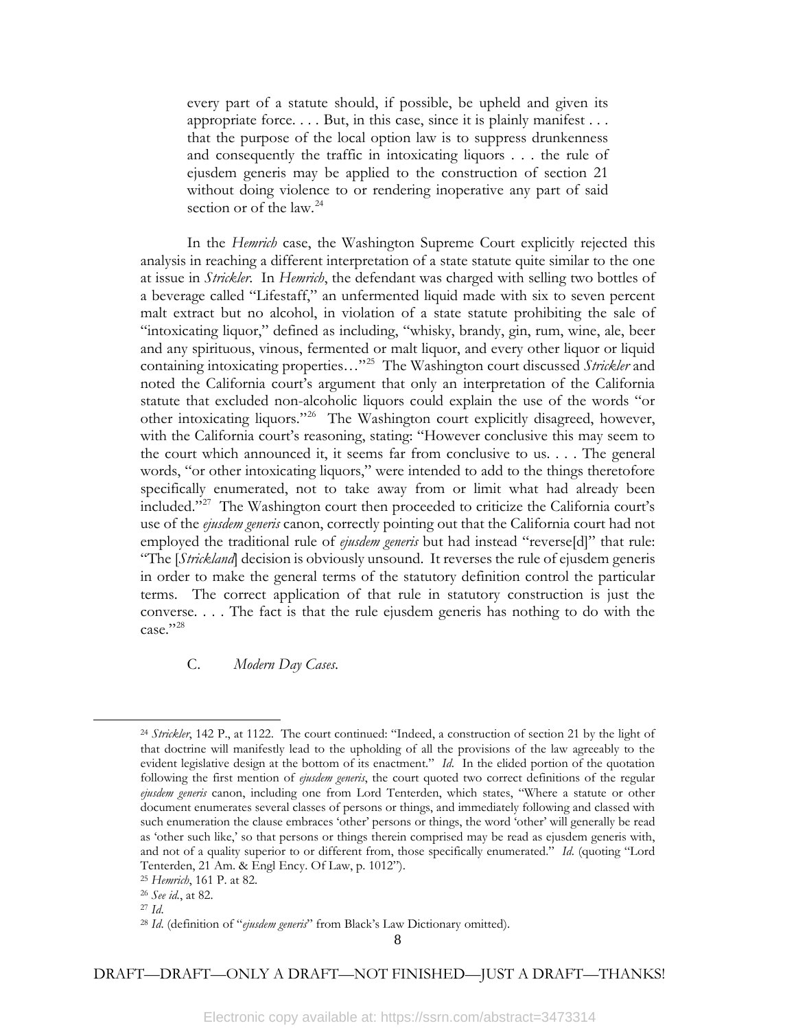> every part of a statute should, if possible, be upheld and given its appropriate force. . . . But, in this case, since it is plainly manifest . . . that the purpose of the local option law is to suppress drunkenness and consequently the traffic in intoxicating liquors . . . the rule of ejusdem generis may be applied to the construction of section 21 without doing violence to or rendering inoperative any part of said section or of the law.[24]

In the *Hemrich* case, the Washington Supreme Court explicitly rejected this analysis in reaching a different interpretation of a state statute quite similar to the one at issue in *Strickler*. In *Hemrich*, the defendant was charged with selling two bottles of a beverage called "Lifestaff," an unfermented liquid made with six to seven percent malt extract but no alcohol, in violation of a state statute prohibiting the sale of "intoxicating liquor," defined as including, "whisky, brandy, gin, rum, wine, ale, beer and any spirituous, vinous, fermented or malt liquor, and every other liquor or liquid containing intoxicating properties…"[25] The Washington court discussed *Strickler* and noted the California court's argument that only an interpretation of the California statute that excluded non-alcoholic liquors could explain the use of the words "or other intoxicating liquors."[26] The Washington court explicitly disagreed, however, with the California court's reasoning, stating: "However conclusive this may seem to the court which announced it, it seems far from conclusive to us. . . . The general words, "or other intoxicating liquors," were intended to add to the things theretofore specifically enumerated, not to take away from or limit what had already been included."[27] The Washington court then proceeded to criticize the California court's use of the *ejusdem generis* canon, correctly pointing out that the California court had not employed the traditional rule of *ejusdem generis* but had instead "reverse[d]" that rule: "The [*Strickland*] decision is obviously unsound. It reverses the rule of ejusdem generis in order to make the general terms of the statutory definition control the particular terms. The correct application of that rule in statutory construction is just the converse. . . . The fact is that the rule ejusdem generis has nothing to do with the case."[28]

C. *Modern Day Cases.*

---

[24] *Strickler*, 142 P., at 1122. The court continued: "Indeed, a construction of section 21 by the light of that doctrine will manifestly lead to the upholding of all the provisions of the law agreeably to the evident legislative design at the bottom of its enactment." *Id.* In the elided portion of the quotation following the first mention of *ejusdem generis*, the court quoted two correct definitions of the regular *ejusdem generis* canon, including one from Lord Tenterden, which states, "Where a statute or other document enumerates several classes of persons or things, and immediately following and classed with such enumeration the clause embraces 'other' persons or things, the word 'other' will generally be read as 'other such like,' so that persons or things therein comprised may be read as ejusdem generis with, and not of a quality superior to or different from, those specifically enumerated." *Id.* (quoting "Lord Tenterden, 21 Am. & Engl Ency. Of Law, p. 1012").

[25] *Hemrich*, 161 P. at 82.

[26] *See id.*, at 82.

[27] *Id.*

[28] *Id.* (definition of "*ejusdem generis*" from Black's Law Dictionary omitted).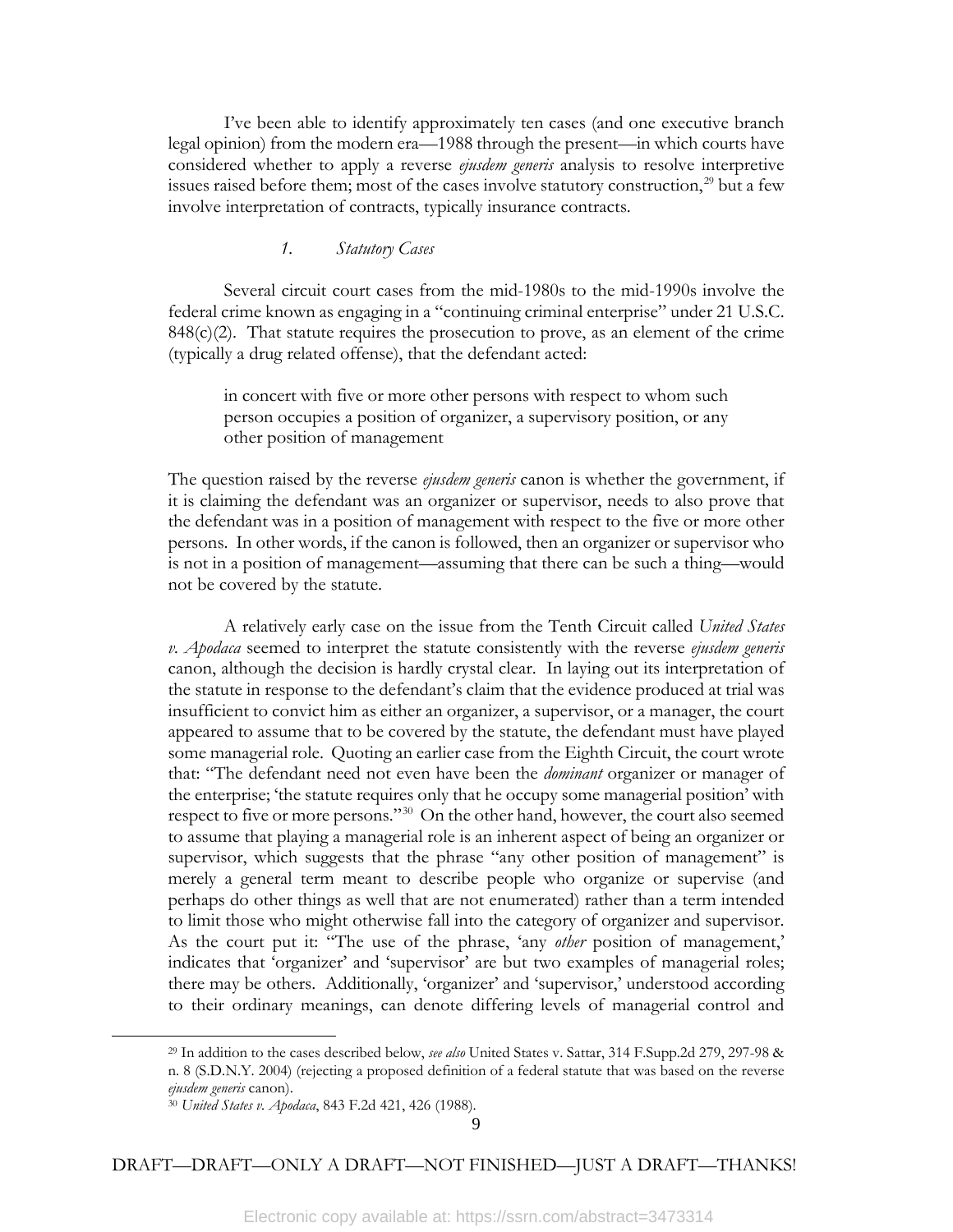I've been able to identify approximately ten cases (and one executive branch legal opinion) from the modern era—1988 through the present—in which courts have considered whether to apply a reverse *ejusdem generis* analysis to resolve interpretive issues raised before them; most of the cases involve statutory construction,[29] but a few involve interpretation of contracts, typically insurance contracts.

### 1. *Statutory Cases*

Several circuit court cases from the mid-1980s to the mid-1990s involve the federal crime known as engaging in a "continuing criminal enterprise" under 21 U.S.C. 848(c)(2). That statute requires the prosecution to prove, as an element of the crime (typically a drug related offense), that the defendant acted:

> in concert with five or more other persons with respect to whom such person occupies a position of organizer, a supervisory position, or any other position of management

The question raised by the reverse *ejusdem generis* canon is whether the government, if it is claiming the defendant was an organizer or supervisor, needs to also prove that the defendant was in a position of management with respect to the five or more other persons. In other words, if the canon is followed, then an organizer or supervisor who is not in a position of management—assuming that there can be such a thing—would not be covered by the statute.

A relatively early case on the issue from the Tenth Circuit called *United States v. Apodaca* seemed to interpret the statute consistently with the reverse *ejusdem generis* canon, although the decision is hardly crystal clear. In laying out its interpretation of the statute in response to the defendant's claim that the evidence produced at trial was insufficient to convict him as either an organizer, a supervisor, or a manager, the court appeared to assume that to be covered by the statute, the defendant must have played some managerial role. Quoting an earlier case from the Eighth Circuit, the court wrote that: "The defendant need not even have been the *dominant* organizer or manager of the enterprise; 'the statute requires only that he occupy some managerial position' with respect to five or more persons."[30] On the other hand, however, the court also seemed to assume that playing a managerial role is an inherent aspect of being an organizer or supervisor, which suggests that the phrase "any other position of management" is merely a general term meant to describe people who organize or supervise (and perhaps do other things as well that are not enumerated) rather than a term intended to limit those who might otherwise fall into the category of organizer and supervisor. As the court put it: "The use of the phrase, 'any *other* position of management,' indicates that 'organizer' and 'supervisor' are but two examples of managerial roles; there may be others. Additionally, 'organizer' and 'supervisor,' understood according to their ordinary meanings, can denote differing levels of managerial control and

---

[29] In addition to the cases described below, *see also* United States v. Sattar, 314 F.Supp.2d 279, 297-98 & n. 8 (S.D.N.Y. 2004) (rejecting a proposed definition of a federal statute that was based on the reverse *ejusdem generis* canon).

[30] *United States v. Apodaca*, 843 F.2d 421, 426 (1988).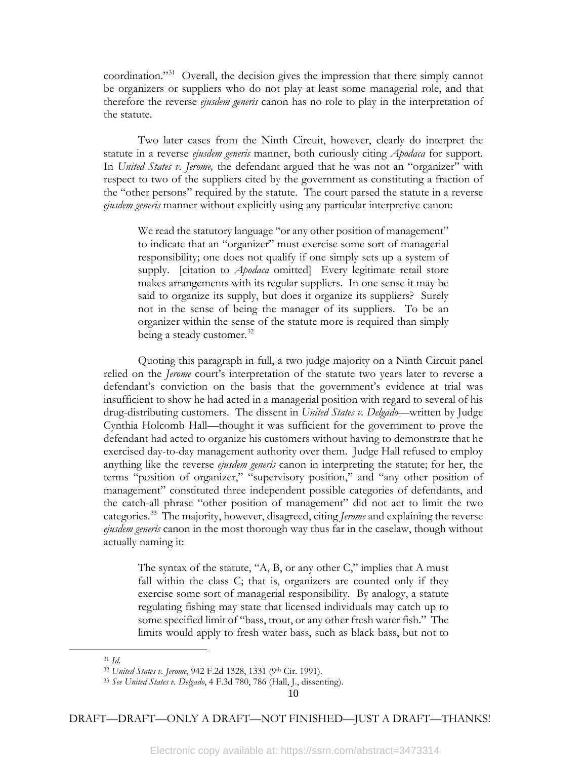coordination."[31] Overall, the decision gives the impression that there simply cannot be organizers or suppliers who do not play at least some managerial role, and that therefore the reverse *ejusdem generis* canon has no role to play in the interpretation of the statute.

Two later cases from the Ninth Circuit, however, clearly do interpret the statute in a reverse *ejusdem generis* manner, both curiously citing *Apodaca* for support. In *United States v. Jerome,* the defendant argued that he was not an "organizer" with respect to two of the suppliers cited by the government as constituting a fraction of the "other persons" required by the statute. The court parsed the statute in a reverse *ejusdem generis* manner without explicitly using any particular interpretive canon:

> We read the statutory language "or any other position of management" to indicate that an "organizer" must exercise some sort of managerial responsibility; one does not qualify if one simply sets up a system of supply. [citation to *Apodaca* omitted] Every legitimate retail store makes arrangements with its regular suppliers. In one sense it may be said to organize its supply, but does it organize its suppliers? Surely not in the sense of being the manager of its suppliers. To be an organizer within the sense of the statute more is required than simply being a steady customer.[32]

Quoting this paragraph in full, a two judge majority on a Ninth Circuit panel relied on the *Jerome* court's interpretation of the statute two years later to reverse a defendant's conviction on the basis that the government's evidence at trial was insufficient to show he had acted in a managerial position with regard to several of his drug-distributing customers. The dissent in *United States v. Delgado*—written by Judge Cynthia Holcomb Hall—thought it was sufficient for the government to prove the defendant had acted to organize his customers without having to demonstrate that he exercised day-to-day management authority over them. Judge Hall refused to employ anything like the reverse *ejusdem generis* canon in interpreting the statute; for her, the terms "position of organizer," "supervisory position," and "any other position of management" constituted three independent possible categories of defendants, and the catch-all phrase "other position of management" did not act to limit the two categories.[33] The majority, however, disagreed, citing *Jerome* and explaining the reverse *ejusdem generis* canon in the most thorough way thus far in the caselaw, though without actually naming it:

> The syntax of the statute, "A, B, or any other C," implies that A must fall within the class C; that is, organizers are counted only if they exercise some sort of managerial responsibility. By analogy, a statute regulating fishing may state that licensed individuals may catch up to some specified limit of "bass, trout, or any other fresh water fish." The limits would apply to fresh water bass, such as black bass, but not to

---

[31] *Id.*

[32] *United States v. Jerome*, 942 F.2d 1328, 1331 (9th Cir. 1991).

[33] *See United States v. Delgado*, 4 F.3d 780, 786 (Hall, J., dissenting).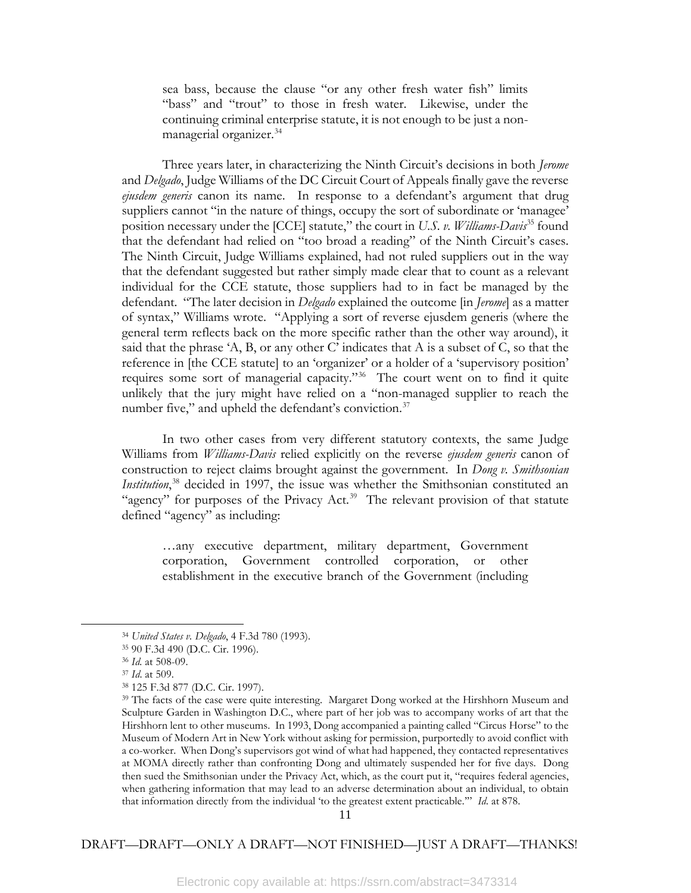> sea bass, because the clause "or any other fresh water fish" limits "bass" and "trout" to those in fresh water. Likewise, under the continuing criminal enterprise statute, it is not enough to be just a non-managerial organizer.[34]

Three years later, in characterizing the Ninth Circuit's decisions in both *Jerome* and *Delgado*, Judge Williams of the DC Circuit Court of Appeals finally gave the reverse *ejusdem generis* canon its name. In response to a defendant's argument that drug suppliers cannot "in the nature of things, occupy the sort of subordinate or 'managee' position necessary under the [CCE] statute," the court in *U.S. v. Williams-Davis*[35] found that the defendant had relied on "too broad a reading" of the Ninth Circuit's cases. The Ninth Circuit, Judge Williams explained, had not ruled suppliers out in the way that the defendant suggested but rather simply made clear that to count as a relevant individual for the CCE statute, those suppliers had to in fact be managed by the defendant. "The later decision in *Delgado* explained the outcome [in *Jerome*] as a matter of syntax," Williams wrote. "Applying a sort of reverse ejusdem generis (where the general term reflects back on the more specific rather than the other way around), it said that the phrase 'A, B, or any other C' indicates that A is a subset of C, so that the reference in [the CCE statute] to an 'organizer' or a holder of a 'supervisory position' requires some sort of managerial capacity."[36] The court went on to find it quite unlikely that the jury might have relied on a "non-managed supplier to reach the number five," and upheld the defendant's conviction.[37]

In two other cases from very different statutory contexts, the same Judge Williams from *Williams-Davis* relied explicitly on the reverse *ejusdem generis* canon of construction to reject claims brought against the government. In *Dong v. Smithsonian Institution*,[38] decided in 1997, the issue was whether the Smithsonian constituted an "agency" for purposes of the Privacy Act.[39] The relevant provision of that statute defined "agency" as including:

> …any executive department, military department, Government corporation, Government controlled corporation, or other establishment in the executive branch of the Government (including

---

[34] *United States v. Delgado*, 4 F.3d 780 (1993).

[35] 90 F.3d 490 (D.C. Cir. 1996).

[36] *Id.* at 508-09.

[37] *Id.* at 509.

[38] 125 F.3d 877 (D.C. Cir. 1997).

[39] The facts of the case were quite interesting. Margaret Dong worked at the Hirshhorn Museum and Sculpture Garden in Washington D.C., where part of her job was to accompany works of art that the Hirshhorn lent to other museums. In 1993, Dong accompanied a painting called "Circus Horse" to the Museum of Modern Art in New York without asking for permission, purportedly to avoid conflict with a co-worker. When Dong's supervisors got wind of what had happened, they contacted representatives at MOMA directly rather than confronting Dong and ultimately suspended her for five days. Dong then sued the Smithsonian under the Privacy Act, which, as the court put it, "requires federal agencies, when gathering information that may lead to an adverse determination about an individual, to obtain that information directly from the individual 'to the greatest extent practicable.'" *Id.* at 878.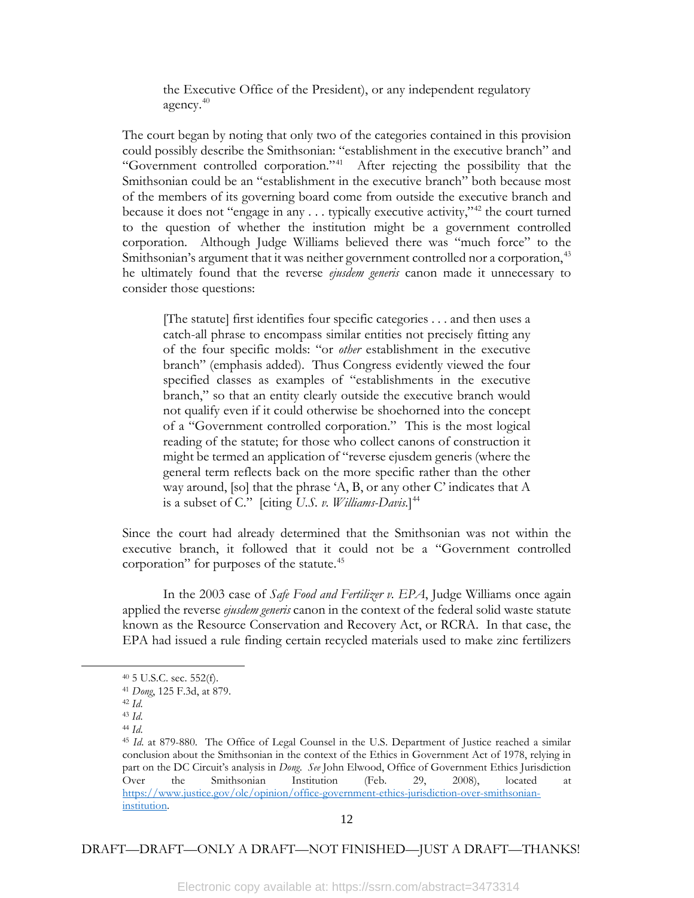> the Executive Office of the President), or any independent regulatory agency.[40]

The court began by noting that only two of the categories contained in this provision could possibly describe the Smithsonian: "establishment in the executive branch" and "Government controlled corporation."[41] After rejecting the possibility that the Smithsonian could be an "establishment in the executive branch" both because most of the members of its governing board come from outside the executive branch and because it does not "engage in any . . . typically executive activity,"[42] the court turned to the question of whether the institution might be a government controlled corporation. Although Judge Williams believed there was "much force" to the Smithsonian's argument that it was neither government controlled nor a corporation,[43] he ultimately found that the reverse *ejusdem generis* canon made it unnecessary to consider those questions:

> [The statute] first identifies four specific categories . . . and then uses a catch-all phrase to encompass similar entities not precisely fitting any of the four specific molds: "or *other* establishment in the executive branch" (emphasis added). Thus Congress evidently viewed the four specified classes as examples of "establishments in the executive branch," so that an entity clearly outside the executive branch would not qualify even if it could otherwise be shoehorned into the concept of a "Government controlled corporation." This is the most logical reading of the statute; for those who collect canons of construction it might be termed an application of "reverse ejusdem generis (where the general term reflects back on the more specific rather than the other way around, [so] that the phrase 'A, B, or any other C' indicates that A is a subset of C." [citing *U.S. v. Williams-Davis*.][44]

Since the court had already determined that the Smithsonian was not within the executive branch, it followed that it could not be a "Government controlled corporation" for purposes of the statute.[45]

In the 2003 case of *Safe Food and Fertilizer v. EPA*, Judge Williams once again applied the reverse *ejusdem generis* canon in the context of the federal solid waste statute known as the Resource Conservation and Recovery Act, or RCRA. In that case, the EPA had issued a rule finding certain recycled materials used to make zinc fertilizers

---

[40] 5 U.S.C. sec. 552(f).

[41] *Dong*, 125 F.3d, at 879.

[42] *Id*.

[43] *Id*.

[44] *Id*.

[45] *Id*. at 879-880. The Office of Legal Counsel in the U.S. Department of Justice reached a similar conclusion about the Smithsonian in the context of the Ethics in Government Act of 1978, relying in part on the DC Circuit's analysis in *Dong*. *See* John Elwood, Office of Government Ethics Jurisdiction Over the Smithsonian Institution (Feb. 29, 2008), located at https://www.justice.gov/olc/opinion/office-government-ethics-jurisdiction-over-smithsonian-institution.

DRAFT—DRAFT—ONLY A DRAFT—NOT FINISHED—JUST A DRAFT—THANKS!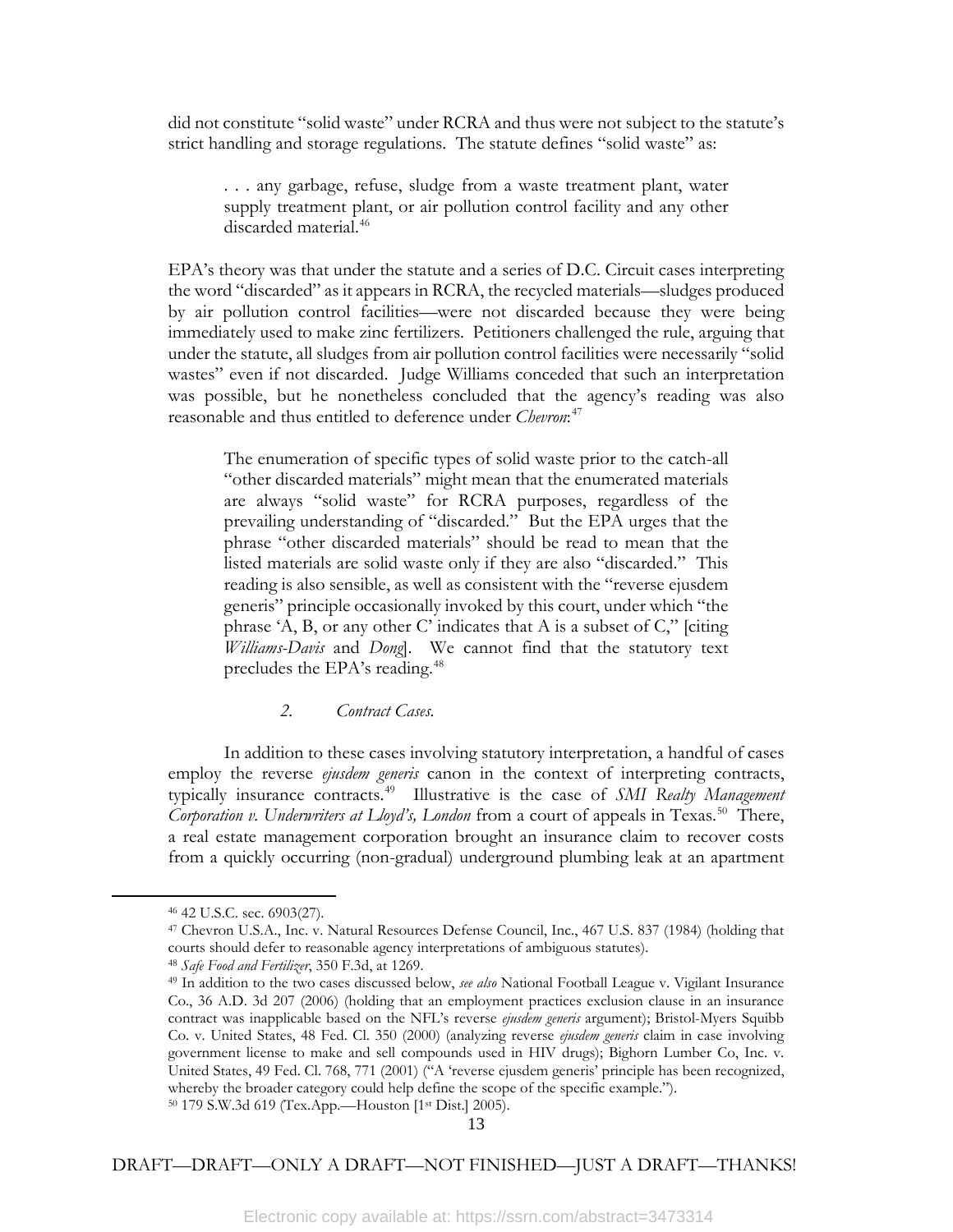did not constitute "solid waste" under RCRA and thus were not subject to the statute's strict handling and storage regulations. The statute defines "solid waste" as:

> . . . any garbage, refuse, sludge from a waste treatment plant, water supply treatment plant, or air pollution control facility and any other discarded material.[46]

EPA's theory was that under the statute and a series of D.C. Circuit cases interpreting the word "discarded" as it appears in RCRA, the recycled materials—sludges produced by air pollution control facilities—were not discarded because they were being immediately used to make zinc fertilizers. Petitioners challenged the rule, arguing that under the statute, all sludges from air pollution control facilities were necessarily "solid wastes" even if not discarded. Judge Williams conceded that such an interpretation was possible, but he nonetheless concluded that the agency's reading was also reasonable and thus entitled to deference under *Chevron*:[47]

> The enumeration of specific types of solid waste prior to the catch-all "other discarded materials" might mean that the enumerated materials are always "solid waste" for RCRA purposes, regardless of the prevailing understanding of "discarded." But the EPA urges that the phrase "other discarded materials" should be read to mean that the listed materials are solid waste only if they are also "discarded." This reading is also sensible, as well as consistent with the "reverse ejusdem generis" principle occasionally invoked by this court, under which "the phrase 'A, B, or any other C' indicates that A is a subset of C," [citing *Williams-Davis* and *Dong*]. We cannot find that the statutory text precludes the EPA's reading.[48]

### *2. Contract Cases.*

In addition to these cases involving statutory interpretation, a handful of cases employ the reverse *ejusdem generis* canon in the context of interpreting contracts, typically insurance contracts.[49] Illustrative is the case of *SMI Realty Management Corporation v. Underwriters at Lloyd's, London* from a court of appeals in Texas.[50] There, a real estate management corporation brought an insurance claim to recover costs from a quickly occurring (non-gradual) underground plumbing leak at an apartment

---

[46] 42 U.S.C. sec. 6903(27).

[47] Chevron U.S.A., Inc. v. Natural Resources Defense Council, Inc., 467 U.S. 837 (1984) (holding that courts should defer to reasonable agency interpretations of ambiguous statutes).

[48] *Safe Food and Fertilizer*, 350 F.3d, at 1269.

[49] In addition to the two cases discussed below, *see also* National Football League v. Vigilant Insurance Co., 36 A.D. 3d 207 (2006) (holding that an employment practices exclusion clause in an insurance contract was inapplicable based on the NFL's reverse *ejusdem generis* argument); Bristol-Myers Squibb Co. v. United States, 48 Fed. Cl. 350 (2000) (analyzing reverse *ejusdem generis* claim in case involving government license to make and sell compounds used in HIV drugs); Bighorn Lumber Co, Inc. v. United States, 49 Fed. Cl. 768, 771 (2001) ("A 'reverse ejusdem generis' principle has been recognized, whereby the broader category could help define the scope of the specific example.").

[50] 179 S.W.3d 619 (Tex.App.—Houston [1st Dist.] 2005).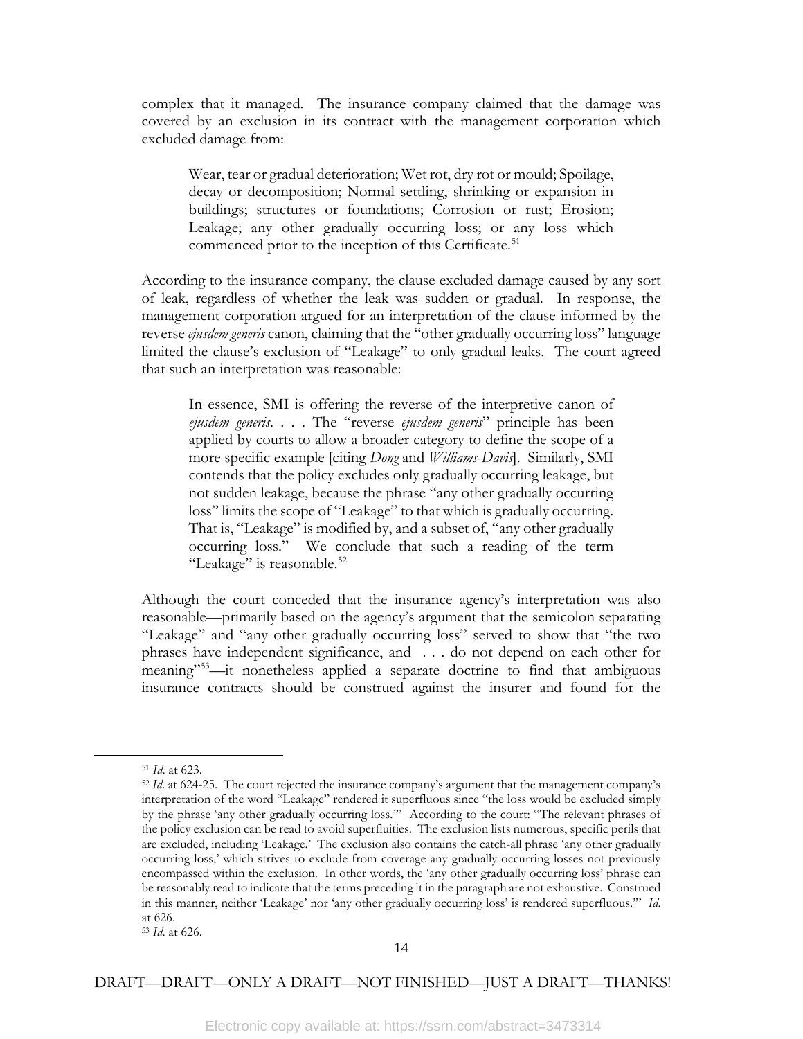complex that it managed. The insurance company claimed that the damage was covered by an exclusion in its contract with the management corporation which excluded damage from:

> Wear, tear or gradual deterioration; Wet rot, dry rot or mould; Spoilage, decay or decomposition; Normal settling, shrinking or expansion in buildings; structures or foundations; Corrosion or rust; Erosion; Leakage; any other gradually occurring loss; or any loss which commenced prior to the inception of this Certificate.[51]

According to the insurance company, the clause excluded damage caused by any sort of leak, regardless of whether the leak was sudden or gradual. In response, the management corporation argued for an interpretation of the clause informed by the reverse *ejusdem generis* canon, claiming that the "other gradually occurring loss" language limited the clause's exclusion of "Leakage" to only gradual leaks. The court agreed that such an interpretation was reasonable:

> In essence, SMI is offering the reverse of the interpretive canon of *ejusdem generis*. . . . The "reverse *ejusdem generis*" principle has been applied by courts to allow a broader category to define the scope of a more specific example [citing *Dong* and *Williams-Davis*]. Similarly, SMI contends that the policy excludes only gradually occurring leakage, but not sudden leakage, because the phrase "any other gradually occurring loss" limits the scope of "Leakage" to that which is gradually occurring. That is, "Leakage" is modified by, and a subset of, "any other gradually occurring loss." We conclude that such a reading of the term "Leakage" is reasonable.[52]

Although the court conceded that the insurance agency's interpretation was also reasonable—primarily based on the agency's argument that the semicolon separating "Leakage" and "any other gradually occurring loss" served to show that "the two phrases have independent significance, and . . . do not depend on each other for meaning"[53]—it nonetheless applied a separate doctrine to find that ambiguous insurance contracts should be construed against the insurer and found for the

---

[51] *Id*. at 623.

[52] *Id*. at 624-25. The court rejected the insurance company's argument that the management company's interpretation of the word "Leakage" rendered it superfluous since "the loss would be excluded simply by the phrase 'any other gradually occurring loss.'" According to the court: "The relevant phrases of the policy exclusion can be read to avoid superfluities. The exclusion lists numerous, specific perils that are excluded, including 'Leakage.' The exclusion also contains the catch-all phrase 'any other gradually occurring loss,' which strives to exclude from coverage any gradually occurring losses not previously encompassed within the exclusion. In other words, the 'any other gradually occurring loss' phrase can be reasonably read to indicate that the terms preceding it in the paragraph are not exhaustive. Construed in this manner, neither 'Leakage' nor 'any other gradually occurring loss' is rendered superfluous.'" *Id*. at 626.

[53] *Id*. at 626.

DRAFT—DRAFT—ONLY A DRAFT—NOT FINISHED—JUST A DRAFT—THANKS!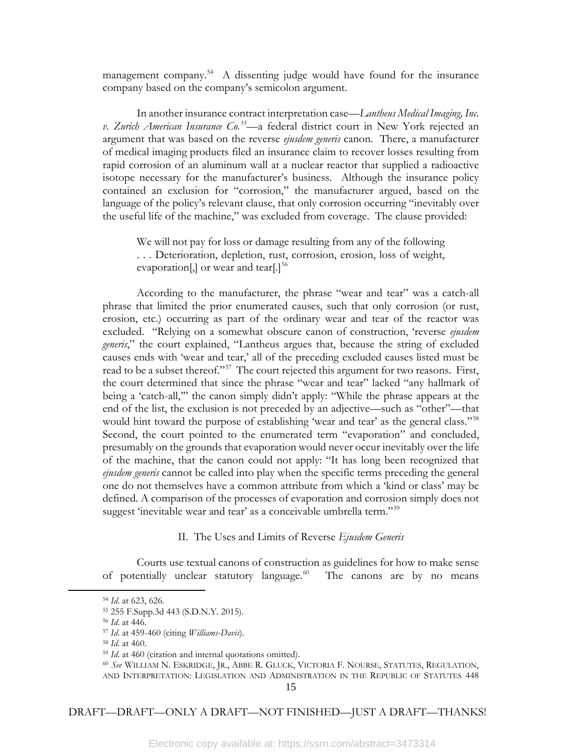management company.[54] A dissenting judge would have found for the insurance company based on the company's semicolon argument.

In another insurance contract interpretation case—*Lantheus Medical Imaging, Inc. v. Zurich American Insurance Co.*[55]—a federal district court in New York rejected an argument that was based on the reverse *ejusdem generis* canon. There, a manufacturer of medical imaging products filed an insurance claim to recover losses resulting from rapid corrosion of an aluminum wall at a nuclear reactor that supplied a radioactive isotope necessary for the manufacturer's business. Although the insurance policy contained an exclusion for "corrosion," the manufacturer argued, based on the language of the policy's relevant clause, that only corrosion occurring "inevitably over the useful life of the machine," was excluded from coverage. The clause provided:

> We will not pay for loss or damage resulting from any of the following . . . Deterioration, depletion, rust, corrosion, erosion, loss of weight, evaporation[,] or wear and tear[.][56]

According to the manufacturer, the phrase "wear and tear" was a catch-all phrase that limited the prior enumerated causes, such that only corrosion (or rust, erosion, etc.) occurring as part of the ordinary wear and tear of the reactor was excluded. "Relying on a somewhat obscure canon of construction, 'reverse *ejusdem generis*,'" the court explained, "Lantheus argues that, because the string of excluded causes ends with 'wear and tear,' all of the preceding excluded causes listed must be read to be a subset thereof."[57] The court rejected this argument for two reasons. First, the court determined that since the phrase "wear and tear" lacked "any hallmark of being a 'catch-all,'" the canon simply didn't apply: "While the phrase appears at the end of the list, the exclusion is not preceded by an adjective—such as "other"—that would hint toward the purpose of establishing 'wear and tear' as the general class."[58] Second, the court pointed to the enumerated term "evaporation" and concluded, presumably on the grounds that evaporation would never occur inevitably over the life of the machine, that the canon could not apply: "It has long been recognized that *ejusdem generis* cannot be called into play when the specific terms preceding the general one do not themselves have a common attribute from which a 'kind or class' may be defined. A comparison of the processes of evaporation and corrosion simply does not suggest 'inevitable wear and tear' as a conceivable umbrella term."[59]

## II. The Uses and Limits of Reverse *Ejusdem Generis*

Courts use textual canons of construction as guidelines for how to make sense of potentially unclear statutory language.[60] The canons are by no means

---

[54] *Id*. at 623, 626.

[55] 255 F.Supp.3d 443 (S.D.N.Y. 2015).

[56] *Id*. at 446.

[57] *Id*. at 459-460 (citing *Williams-Davis*).

[58] *Id*. at 460.

[59] *Id*. at 460 (citation and internal quotations omitted).

[60] *See* WILLIAM N. ESKRIDGE, JR., ABBE R. GLUCK, VICTORIA F. NOURSE, STATUTES, REGULATION, AND INTERPRETATION: LEGISLATION AND ADMINISTRATION IN THE REPUBLIC OF STATUTES 448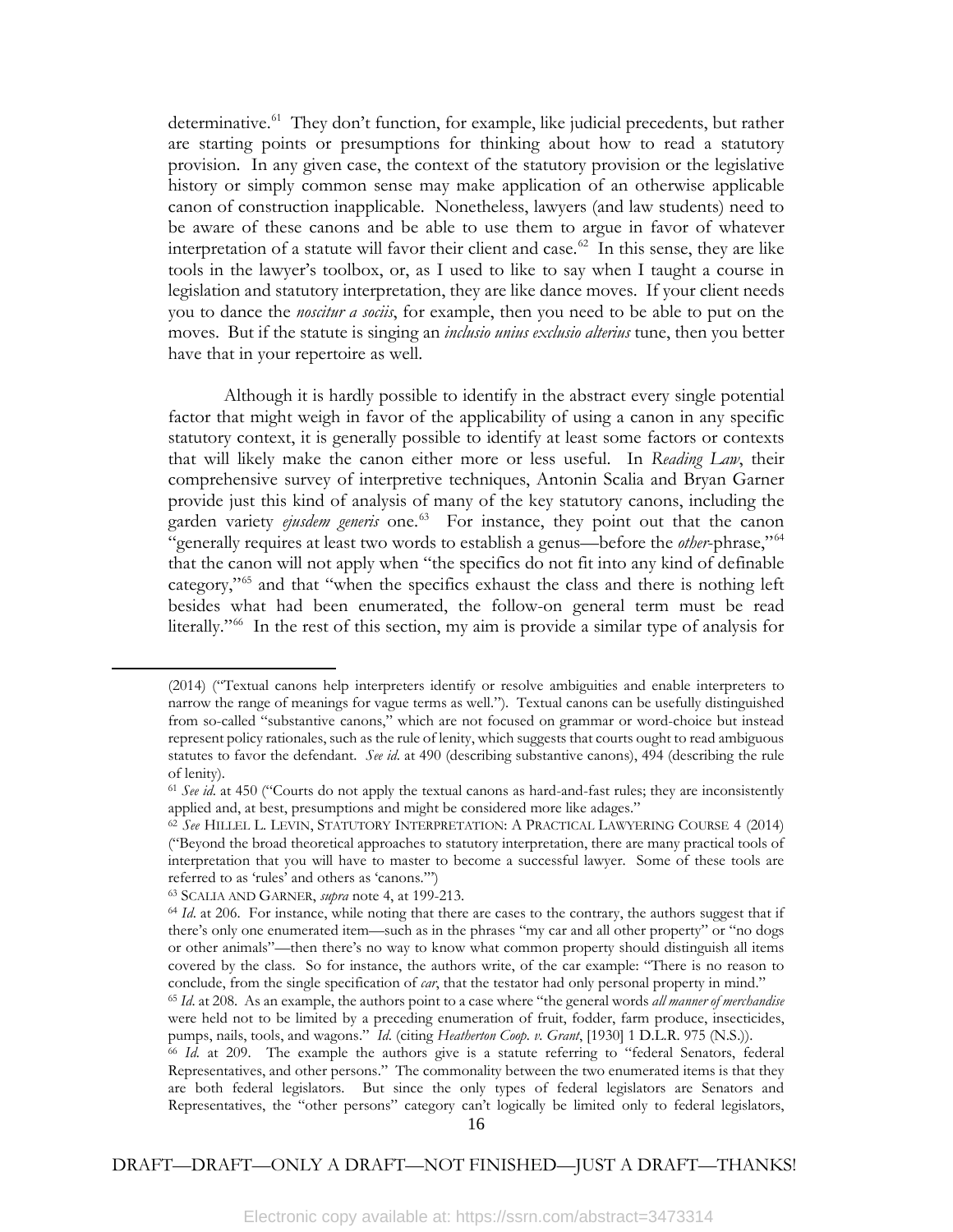determinative.[61] They don't function, for example, like judicial precedents, but rather are starting points or presumptions for thinking about how to read a statutory provision. In any given case, the context of the statutory provision or the legislative history or simply common sense may make application of an otherwise applicable canon of construction inapplicable. Nonetheless, lawyers (and law students) need to be aware of these canons and be able to use them to argue in favor of whatever interpretation of a statute will favor their client and case.[62] In this sense, they are like tools in the lawyer's toolbox, or, as I used to like to say when I taught a course in legislation and statutory interpretation, they are like dance moves. If your client needs you to dance the *noscitur a sociis*, for example, then you need to be able to put on the moves. But if the statute is singing an *inclusio unius exclusio alterius* tune, then you better have that in your repertoire as well.

Although it is hardly possible to identify in the abstract every single potential factor that might weigh in favor of the applicability of using a canon in any specific statutory context, it is generally possible to identify at least some factors or contexts that will likely make the canon either more or less useful. In *Reading Law*, their comprehensive survey of interpretive techniques, Antonin Scalia and Bryan Garner provide just this kind of analysis of many of the key statutory canons, including the garden variety *ejusdem generis* one.[63] For instance, they point out that the canon "generally requires at least two words to establish a genus—before the *other*-phrase,"[64] that the canon will not apply when "the specifics do not fit into any kind of definable category,"[65] and that "when the specifics exhaust the class and there is nothing left besides what had been enumerated, the follow-on general term must be read literally."[66] In the rest of this section, my aim is provide a similar type of analysis for

(2014) ("Textual canons help interpreters identify or resolve ambiguities and enable interpreters to narrow the range of meanings for vague terms as well."). Textual canons can be usefully distinguished from so-called "substantive canons," which are not focused on grammar or word-choice but instead represent policy rationales, such as the rule of lenity, which suggests that courts ought to read ambiguous statutes to favor the defendant. *See id*. at 490 (describing substantive canons), 494 (describing the rule of lenity).

[61] *See id*. at 450 ("Courts do not apply the textual canons as hard-and-fast rules; they are inconsistently applied and, at best, presumptions and might be considered more like adages."

[62] *See* HILLEL L. LEVIN, STATUTORY INTERPRETATION: A PRACTICAL LAWYERING COURSE 4 (2014) ("Beyond the broad theoretical approaches to statutory interpretation, there are many practical tools of interpretation that you will have to master to become a successful lawyer. Some of these tools are referred to as 'rules' and others as 'canons.'")

[63] SCALIA AND GARNER, *supra* note 4, at 199-213.

[64] *Id*. at 206. For instance, while noting that there are cases to the contrary, the authors suggest that if there's only one enumerated item—such as in the phrases "my car and all other property" or "no dogs or other animals"—then there's no way to know what common property should distinguish all items covered by the class. So for instance, the authors write, of the car example: "There is no reason to conclude, from the single specification of *car*, that the testator had only personal property in mind."

[65] *Id*. at 208. As an example, the authors point to a case where "the general words *all manner of merchandise* were held not to be limited by a preceding enumeration of fruit, fodder, farm produce, insecticides, pumps, nails, tools, and wagons." *Id*. (citing *Heatherton Coop. v. Grant*, [1930] 1 D.L.R. 975 (N.S.)).

[66] *Id*. at 209. The example the authors give is a statute referring to "federal Senators, federal Representatives, and other persons." The commonality between the two enumerated items is that they are both federal legislators. But since the only types of federal legislators are Senators and Representatives, the "other persons" category can't logically be limited only to federal legislators,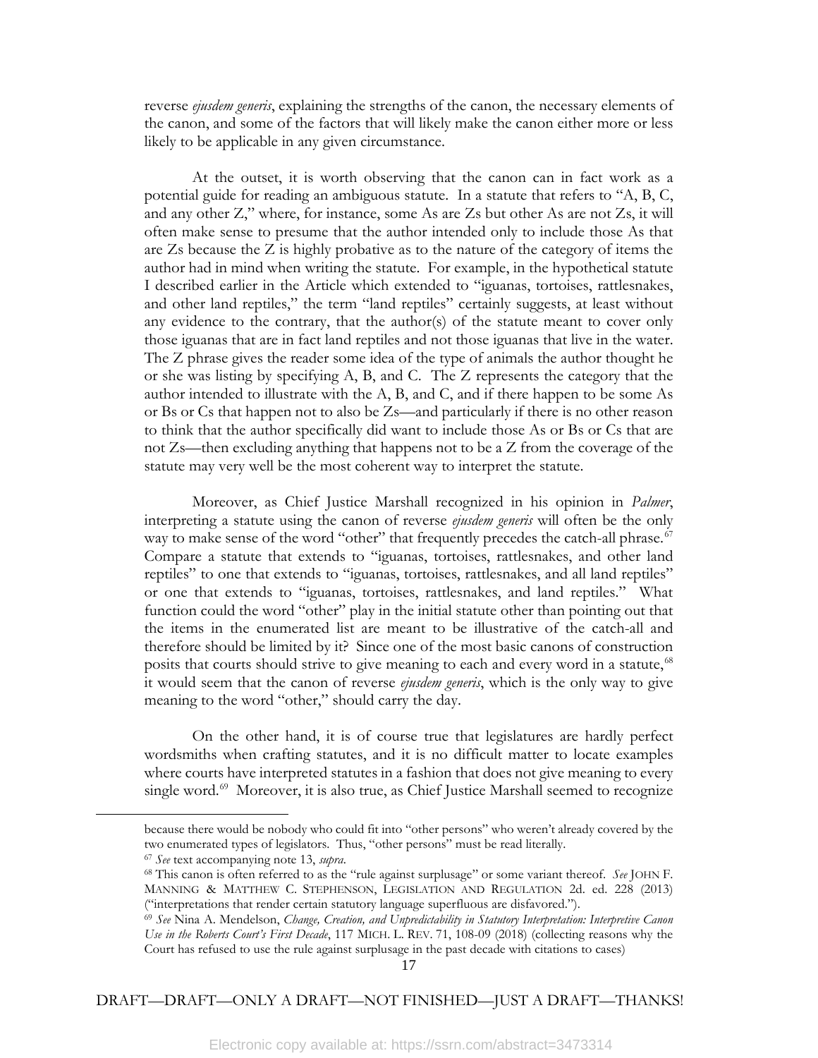reverse *ejusdem generis*, explaining the strengths of the canon, the necessary elements of the canon, and some of the factors that will likely make the canon either more or less likely to be applicable in any given circumstance.

At the outset, it is worth observing that the canon can in fact work as a potential guide for reading an ambiguous statute. In a statute that refers to "A, B, C, and any other Z," where, for instance, some As are Zs but other As are not Zs, it will often make sense to presume that the author intended only to include those As that are Zs because the Z is highly probative as to the nature of the category of items the author had in mind when writing the statute. For example, in the hypothetical statute I described earlier in the Article which extended to "iguanas, tortoises, rattlesnakes, and other land reptiles," the term "land reptiles" certainly suggests, at least without any evidence to the contrary, that the author(s) of the statute meant to cover only those iguanas that are in fact land reptiles and not those iguanas that live in the water. The Z phrase gives the reader some idea of the type of animals the author thought he or she was listing by specifying A, B, and C. The Z represents the category that the author intended to illustrate with the A, B, and C, and if there happen to be some As or Bs or Cs that happen not to also be Zs—and particularly if there is no other reason to think that the author specifically did want to include those As or Bs or Cs that are not Zs—then excluding anything that happens not to be a Z from the coverage of the statute may very well be the most coherent way to interpret the statute.

Moreover, as Chief Justice Marshall recognized in his opinion in *Palmer*, interpreting a statute using the canon of reverse *ejusdem generis* will often be the only way to make sense of the word "other" that frequently precedes the catch-all phrase.[67] Compare a statute that extends to "iguanas, tortoises, rattlesnakes, and other land reptiles" to one that extends to "iguanas, tortoises, rattlesnakes, and all land reptiles" or one that extends to "iguanas, tortoises, rattlesnakes, and land reptiles." What function could the word "other" play in the initial statute other than pointing out that the items in the enumerated list are meant to be illustrative of the catch-all and therefore should be limited by it? Since one of the most basic canons of construction posits that courts should strive to give meaning to each and every word in a statute,[68] it would seem that the canon of reverse *ejusdem generis*, which is the only way to give meaning to the word "other," should carry the day.

On the other hand, it is of course true that legislatures are hardly perfect wordsmiths when crafting statutes, and it is no difficult matter to locate examples where courts have interpreted statutes in a fashion that does not give meaning to every single word.[69] Moreover, it is also true, as Chief Justice Marshall seemed to recognize

---

because there would be nobody who could fit into "other persons" who weren't already covered by the two enumerated types of legislators. Thus, "other persons" must be read literally.

[67] *See* text accompanying note 13, *supra*.

[68] This canon is often referred to as the "rule against surplusage" or some variant thereof. *See* JOHN F. MANNING & MATTHEW C. STEPHENSON, LEGISLATION AND REGULATION 2d. ed. 228 (2013) ("interpretations that render certain statutory language superfluous are disfavored.").

[69] *See* Nina A. Mendelson, *Change, Creation, and Unpredictability in Statutory Interpretation: Interpretive Canon Use in the Roberts Court's First Decade*, 117 MICH. L. REV. 71, 108-09 (2018) (collecting reasons why the Court has refused to use the rule against surplusage in the past decade with citations to cases)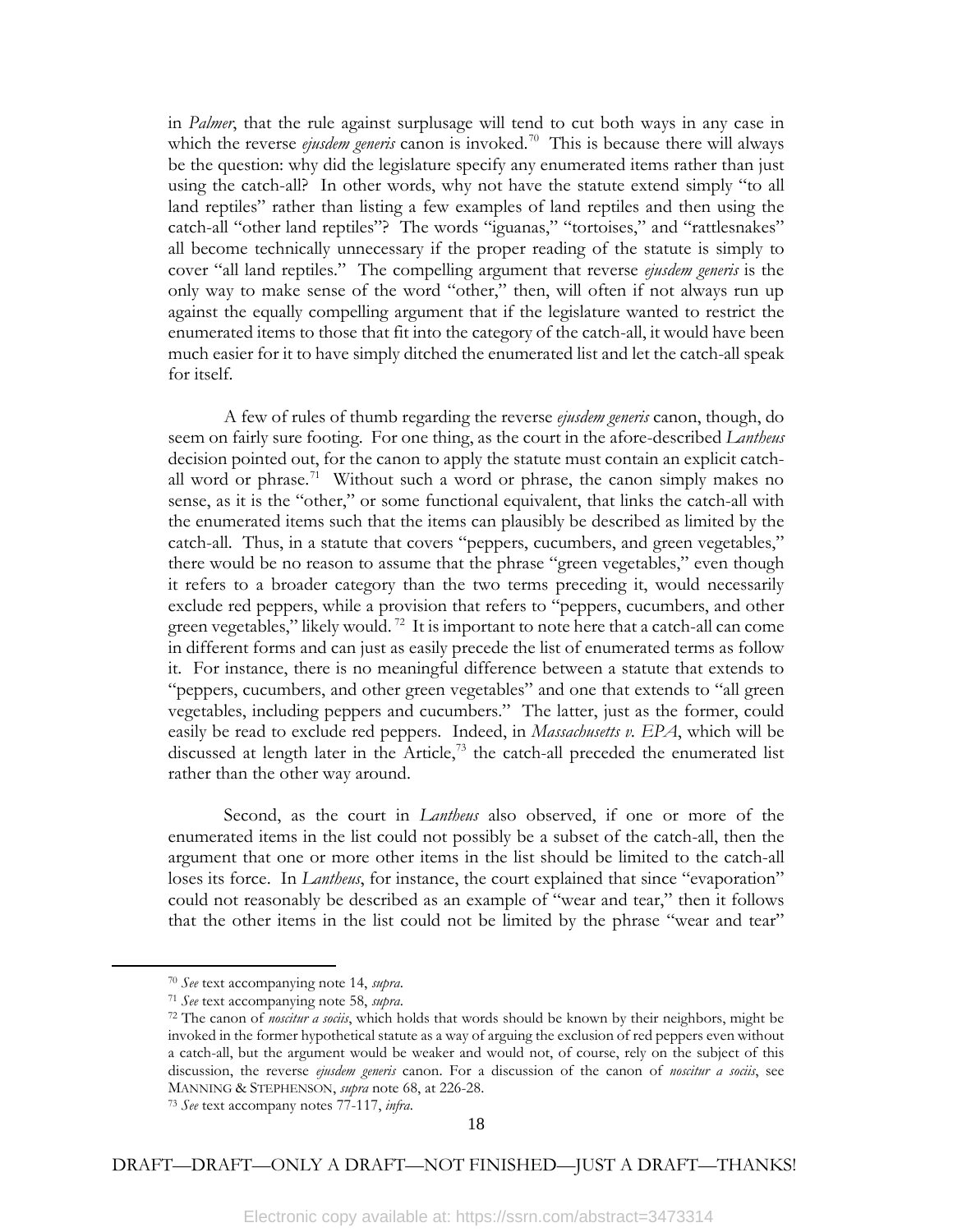in *Palmer*, that the rule against surplusage will tend to cut both ways in any case in which the reverse *ejusdem generis* canon is invoked.[70] This is because there will always be the question: why did the legislature specify any enumerated items rather than just using the catch-all? In other words, why not have the statute extend simply "to all land reptiles" rather than listing a few examples of land reptiles and then using the catch-all "other land reptiles"? The words "iguanas," "tortoises," and "rattlesnakes" all become technically unnecessary if the proper reading of the statute is simply to cover "all land reptiles." The compelling argument that reverse *ejusdem generis* is the only way to make sense of the word "other," then, will often if not always run up against the equally compelling argument that if the legislature wanted to restrict the enumerated items to those that fit into the category of the catch-all, it would have been much easier for it to have simply ditched the enumerated list and let the catch-all speak for itself.

A few of rules of thumb regarding the reverse *ejusdem generis* canon, though, do seem on fairly sure footing. For one thing, as the court in the afore-described *Lantheus* decision pointed out, for the canon to apply the statute must contain an explicit catch-all word or phrase.[71] Without such a word or phrase, the canon simply makes no sense, as it is the "other," or some functional equivalent, that links the catch-all with the enumerated items such that the items can plausibly be described as limited by the catch-all. Thus, in a statute that covers "peppers, cucumbers, and green vegetables," there would be no reason to assume that the phrase "green vegetables," even though it refers to a broader category than the two terms preceding it, would necessarily exclude red peppers, while a provision that refers to "peppers, cucumbers, and other green vegetables," likely would.[72] It is important to note here that a catch-all can come in different forms and can just as easily precede the list of enumerated terms as follow it. For instance, there is no meaningful difference between a statute that extends to "peppers, cucumbers, and other green vegetables" and one that extends to "all green vegetables, including peppers and cucumbers." The latter, just as the former, could easily be read to exclude red peppers. Indeed, in *Massachusetts v. EPA*, which will be discussed at length later in the Article,[73] the catch-all preceded the enumerated list rather than the other way around.

Second, as the court in *Lantheus* also observed, if one or more of the enumerated items in the list could not possibly be a subset of the catch-all, then the argument that one or more other items in the list should be limited to the catch-all loses its force. In *Lantheus*, for instance, the court explained that since "evaporation" could not reasonably be described as an example of "wear and tear," then it follows that the other items in the list could not be limited by the phrase "wear and tear"

---

[70] *See* text accompanying note 14, *supra*.

[71] *See* text accompanying note 58, *supra*.

[72] The canon of *noscitur a sociis*, which holds that words should be known by their neighbors, might be invoked in the former hypothetical statute as a way of arguing the exclusion of red peppers even without a catch-all, but the argument would be weaker and would not, of course, rely on the subject of this discussion, the reverse *ejusdem generis* canon. For a discussion of the canon of *noscitur a sociis*, see MANNING & STEPHENSON, *supra* note 68, at 226-28.

[73] *See* text accompany notes 77-117, *infra*.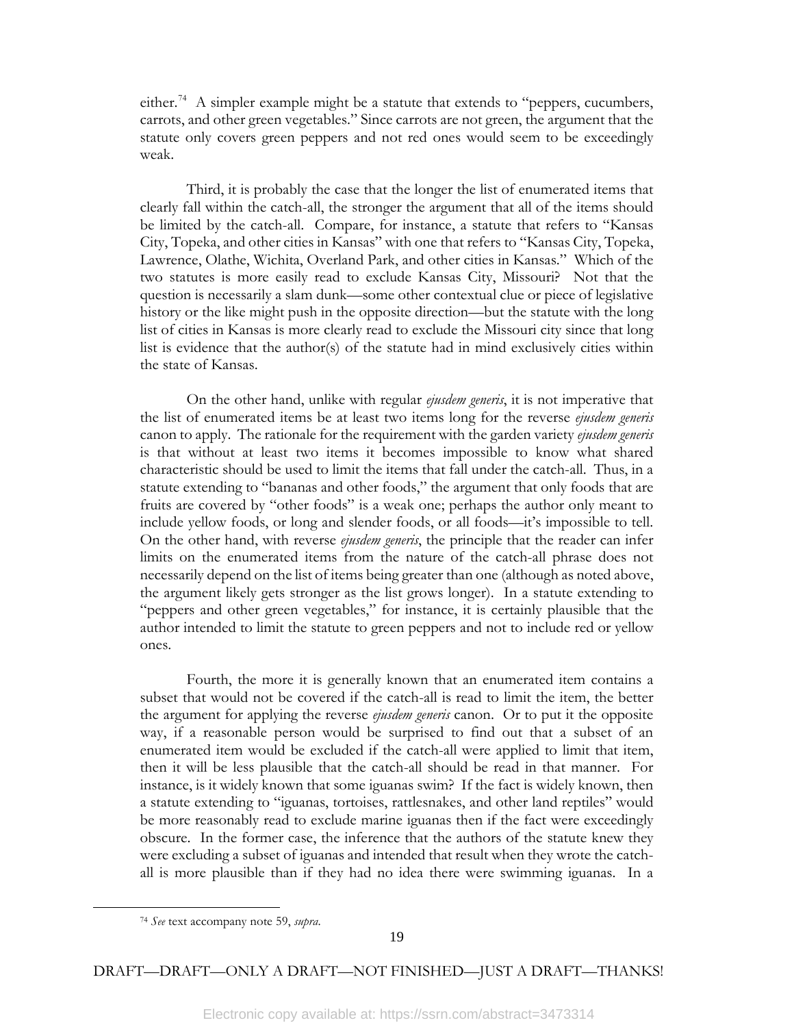either.[74] A simpler example might be a statute that extends to "peppers, cucumbers, carrots, and other green vegetables." Since carrots are not green, the argument that the statute only covers green peppers and not red ones would seem to be exceedingly weak.

Third, it is probably the case that the longer the list of enumerated items that clearly fall within the catch-all, the stronger the argument that all of the items should be limited by the catch-all. Compare, for instance, a statute that refers to "Kansas City, Topeka, and other cities in Kansas" with one that refers to "Kansas City, Topeka, Lawrence, Olathe, Wichita, Overland Park, and other cities in Kansas." Which of the two statutes is more easily read to exclude Kansas City, Missouri? Not that the question is necessarily a slam dunk—some other contextual clue or piece of legislative history or the like might push in the opposite direction—but the statute with the long list of cities in Kansas is more clearly read to exclude the Missouri city since that long list is evidence that the author(s) of the statute had in mind exclusively cities within the state of Kansas.

On the other hand, unlike with regular *ejusdem generis*, it is not imperative that the list of enumerated items be at least two items long for the reverse *ejusdem generis* canon to apply. The rationale for the requirement with the garden variety *ejusdem generis* is that without at least two items it becomes impossible to know what shared characteristic should be used to limit the items that fall under the catch-all. Thus, in a statute extending to "bananas and other foods," the argument that only foods that are fruits are covered by "other foods" is a weak one; perhaps the author only meant to include yellow foods, or long and slender foods, or all foods—it's impossible to tell. On the other hand, with reverse *ejusdem generis*, the principle that the reader can infer limits on the enumerated items from the nature of the catch-all phrase does not necessarily depend on the list of items being greater than one (although as noted above, the argument likely gets stronger as the list grows longer). In a statute extending to "peppers and other green vegetables," for instance, it is certainly plausible that the author intended to limit the statute to green peppers and not to include red or yellow ones.

Fourth, the more it is generally known that an enumerated item contains a subset that would not be covered if the catch-all is read to limit the item, the better the argument for applying the reverse *ejusdem generis* canon. Or to put it the opposite way, if a reasonable person would be surprised to find out that a subset of an enumerated item would be excluded if the catch-all were applied to limit that item, then it will be less plausible that the catch-all should be read in that manner. For instance, is it widely known that some iguanas swim? If the fact is widely known, then a statute extending to "iguanas, tortoises, rattlesnakes, and other land reptiles" would be more reasonably read to exclude marine iguanas then if the fact were exceedingly obscure. In the former case, the inference that the authors of the statute knew they were excluding a subset of iguanas and intended that result when they wrote the catch-all is more plausible than if they had no idea there were swimming iguanas. In a

[74] *See* text accompany note 59, *supra*.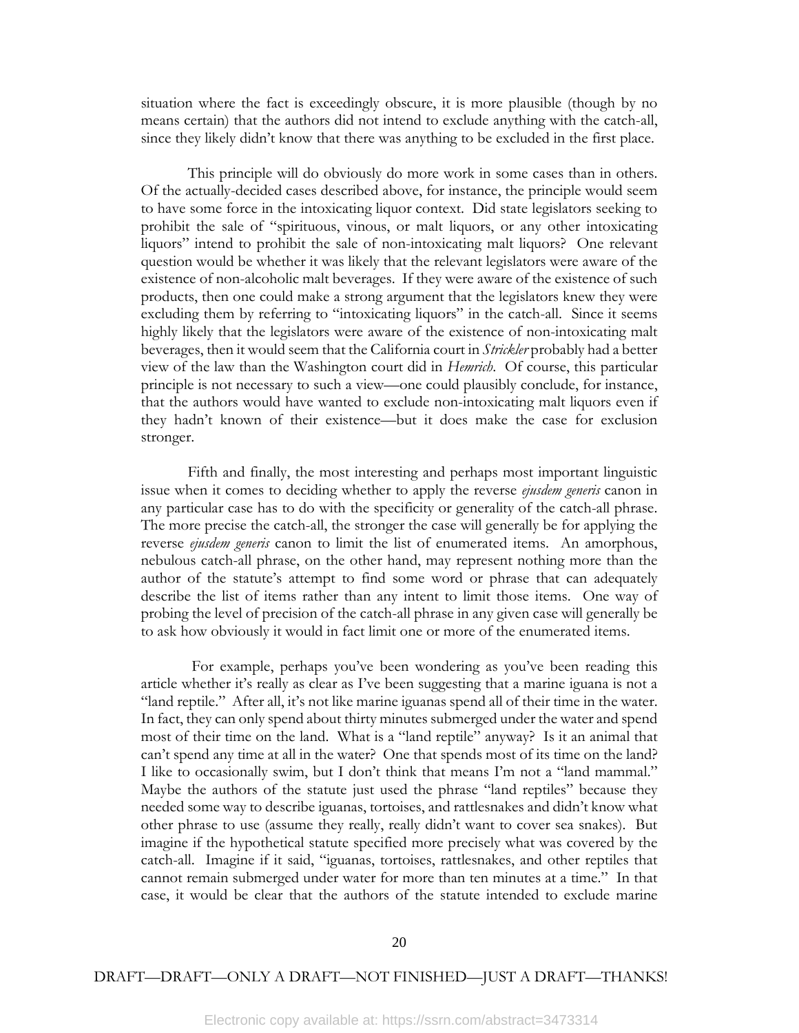situation where the fact is exceedingly obscure, it is more plausible (though by no means certain) that the authors did not intend to exclude anything with the catch-all, since they likely didn't know that there was anything to be excluded in the first place.

This principle will do obviously do more work in some cases than in others. Of the actually-decided cases described above, for instance, the principle would seem to have some force in the intoxicating liquor context. Did state legislators seeking to prohibit the sale of "spirituous, vinous, or malt liquors, or any other intoxicating liquors" intend to prohibit the sale of non-intoxicating malt liquors? One relevant question would be whether it was likely that the relevant legislators were aware of the existence of non-alcoholic malt beverages. If they were aware of the existence of such products, then one could make a strong argument that the legislators knew they were excluding them by referring to "intoxicating liquors" in the catch-all. Since it seems highly likely that the legislators were aware of the existence of non-intoxicating malt beverages, then it would seem that the California court in *Strickler* probably had a better view of the law than the Washington court did in *Hemrich*. Of course, this particular principle is not necessary to such a view—one could plausibly conclude, for instance, that the authors would have wanted to exclude non-intoxicating malt liquors even if they hadn't known of their existence—but it does make the case for exclusion stronger.

Fifth and finally, the most interesting and perhaps most important linguistic issue when it comes to deciding whether to apply the reverse *ejusdem generis* canon in any particular case has to do with the specificity or generality of the catch-all phrase. The more precise the catch-all, the stronger the case will generally be for applying the reverse *ejusdem generis* canon to limit the list of enumerated items. An amorphous, nebulous catch-all phrase, on the other hand, may represent nothing more than the author of the statute's attempt to find some word or phrase that can adequately describe the list of items rather than any intent to limit those items. One way of probing the level of precision of the catch-all phrase in any given case will generally be to ask how obviously it would in fact limit one or more of the enumerated items.

For example, perhaps you've been wondering as you've been reading this article whether it's really as clear as I've been suggesting that a marine iguana is not a "land reptile." After all, it's not like marine iguanas spend all of their time in the water. In fact, they can only spend about thirty minutes submerged under the water and spend most of their time on the land. What is a "land reptile" anyway? Is it an animal that can't spend any time at all in the water? One that spends most of its time on the land? I like to occasionally swim, but I don't think that means I'm not a "land mammal." Maybe the authors of the statute just used the phrase "land reptiles" because they needed some way to describe iguanas, tortoises, and rattlesnakes and didn't know what other phrase to use (assume they really, really didn't want to cover sea snakes). But imagine if the hypothetical statute specified more precisely what was covered by the catch-all. Imagine if it said, "iguanas, tortoises, rattlesnakes, and other reptiles that cannot remain submerged under water for more than ten minutes at a time." In that case, it would be clear that the authors of the statute intended to exclude marine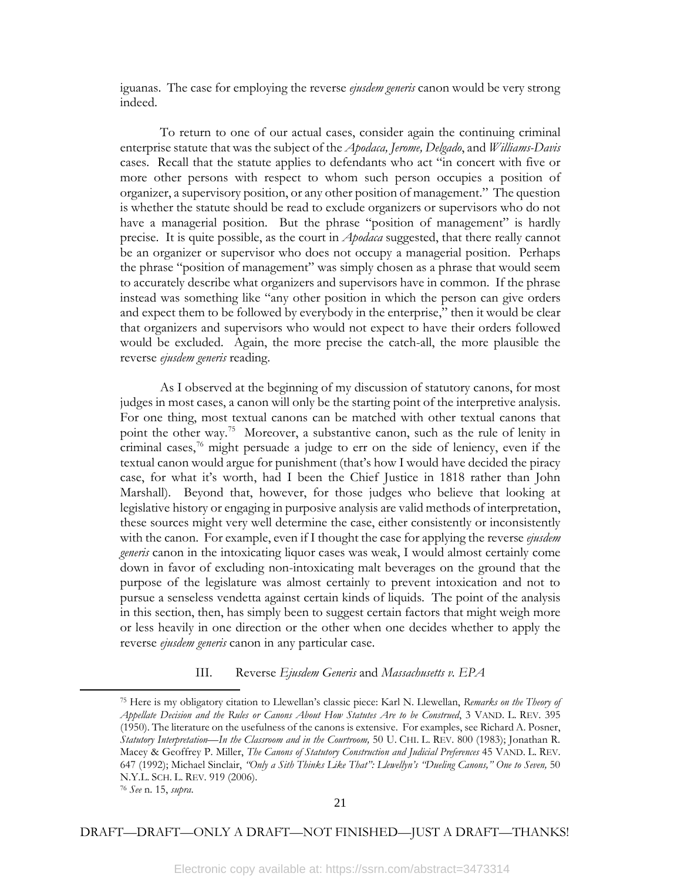iguanas. The case for employing the reverse *ejusdem generis* canon would be very strong indeed.

To return to one of our actual cases, consider again the continuing criminal enterprise statute that was the subject of the *Apodaca, Jerome, Delgado*, and *Williams-Davis* cases. Recall that the statute applies to defendants who act "in concert with five or more other persons with respect to whom such person occupies a position of organizer, a supervisory position, or any other position of management." The question is whether the statute should be read to exclude organizers or supervisors who do not have a managerial position. But the phrase "position of management" is hardly precise. It is quite possible, as the court in *Apodaca* suggested, that there really cannot be an organizer or supervisor who does not occupy a managerial position. Perhaps the phrase "position of management" was simply chosen as a phrase that would seem to accurately describe what organizers and supervisors have in common. If the phrase instead was something like "any other position in which the person can give orders and expect them to be followed by everybody in the enterprise," then it would be clear that organizers and supervisors who would not expect to have their orders followed would be excluded. Again, the more precise the catch-all, the more plausible the reverse *ejusdem generis* reading.

As I observed at the beginning of my discussion of statutory canons, for most judges in most cases, a canon will only be the starting point of the interpretive analysis. For one thing, most textual canons can be matched with other textual canons that point the other way.[75] Moreover, a substantive canon, such as the rule of lenity in criminal cases,[76] might persuade a judge to err on the side of leniency, even if the textual canon would argue for punishment (that's how I would have decided the piracy case, for what it's worth, had I been the Chief Justice in 1818 rather than John Marshall). Beyond that, however, for those judges who believe that looking at legislative history or engaging in purposive analysis are valid methods of interpretation, these sources might very well determine the case, either consistently or inconsistently with the canon. For example, even if I thought the case for applying the reverse *ejusdem generis* canon in the intoxicating liquor cases was weak, I would almost certainly come down in favor of excluding non-intoxicating malt beverages on the ground that the purpose of the legislature was almost certainly to prevent intoxication and not to pursue a senseless vendetta against certain kinds of liquids. The point of the analysis in this section, then, has simply been to suggest certain factors that might weigh more or less heavily in one direction or the other when one decides whether to apply the reverse *ejusdem generis* canon in any particular case.

## III. Reverse *Ejusdem Generis* and *Massachusetts v. EPA*

---

[75] Here is my obligatory citation to Llewellan's classic piece: Karl N. Llewellan, *Remarks on the Theory of Appellate Decision and the Rules or Canons About How Statutes Are to be Construed*, 3 VAND. L. REV. 395 (1950). The literature on the usefulness of the canons is extensive. For examples, see Richard A. Posner, *Statutory Interpretation—In the Classroom and in the Courtroom,* 50 U. CHI. L. REV. 800 (1983); Jonathan R. Macey & Geoffrey P. Miller, *The Canons of Statutory Construction and Judicial Preferences* 45 VAND. L. REV. 647 (1992); Michael Sinclair, *"Only a Sith Thinks Like That": Llewellyn's "Dueling Canons," One to Seven,* 50 N.Y.L. SCH. L. REV. 919 (2006).

[76] *See* n. 15, *supra*.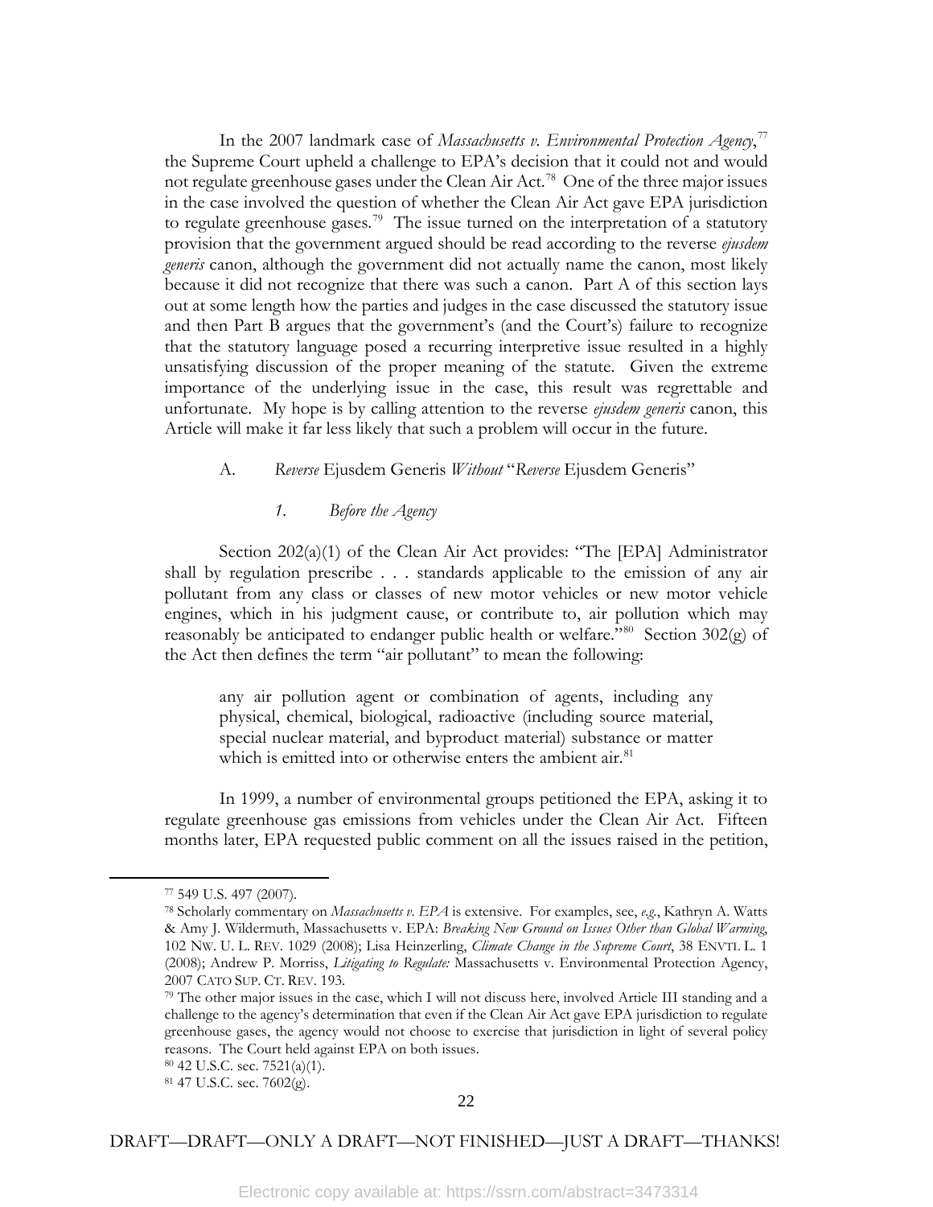In the 2007 landmark case of *Massachusetts v. Environmental Protection Agency*,[77] the Supreme Court upheld a challenge to EPA's decision that it could not and would not regulate greenhouse gases under the Clean Air Act.[78] One of the three major issues in the case involved the question of whether the Clean Air Act gave EPA jurisdiction to regulate greenhouse gases.[79] The issue turned on the interpretation of a statutory provision that the government argued should be read according to the reverse *ejusdem generis* canon, although the government did not actually name the canon, most likely because it did not recognize that there was such a canon. Part A of this section lays out at some length how the parties and judges in the case discussed the statutory issue and then Part B argues that the government's (and the Court's) failure to recognize that the statutory language posed a recurring interpretive issue resulted in a highly unsatisfying discussion of the proper meaning of the statute. Given the extreme importance of the underlying issue in the case, this result was regrettable and unfortunate. My hope is by calling attention to the reverse *ejusdem generis* canon, this Article will make it far less likely that such a problem will occur in the future.

### A. *Reverse* Ejusdem Generis *Without* "*Reverse* Ejusdem Generis"

#### 1. *Before the Agency*

Section 202(a)(1) of the Clean Air Act provides: "The [EPA] Administrator shall by regulation prescribe . . . standards applicable to the emission of any air pollutant from any class or classes of new motor vehicles or new motor vehicle engines, which in his judgment cause, or contribute to, air pollution which may reasonably be anticipated to endanger public health or welfare."[80] Section 302(g) of the Act then defines the term "air pollutant" to mean the following:

> any air pollution agent or combination of agents, including any physical, chemical, biological, radioactive (including source material, special nuclear material, and byproduct material) substance or matter which is emitted into or otherwise enters the ambient air.[81]

In 1999, a number of environmental groups petitioned the EPA, asking it to regulate greenhouse gas emissions from vehicles under the Clean Air Act. Fifteen months later, EPA requested public comment on all the issues raised in the petition,

---

[77] 549 U.S. 497 (2007).

[78] Scholarly commentary on *Massachusetts v. EPA* is extensive. For examples, see, *e.g.*, Kathryn A. Watts & Amy J. Wildermuth, Massachusetts v. EPA: *Breaking New Ground on Issues Other than Global Warming*, 102 NW. U. L. REV. 1029 (2008); Lisa Heinzerling, *Climate Change in the Supreme Court*, 38 ENVTL L. 1 (2008); Andrew P. Morriss, *Litigating to Regulate:* Massachusetts v. Environmental Protection Agency, 2007 CATO SUP. CT. REV. 193.

[79] The other major issues in the case, which I will not discuss here, involved Article III standing and a challenge to the agency's determination that even if the Clean Air Act gave EPA jurisdiction to regulate greenhouse gases, the agency would not choose to exercise that jurisdiction in light of several policy reasons. The Court held against EPA on both issues.

[80] 42 U.S.C. sec. 7521(a)(1).

[81] 47 U.S.C. sec. 7602(g).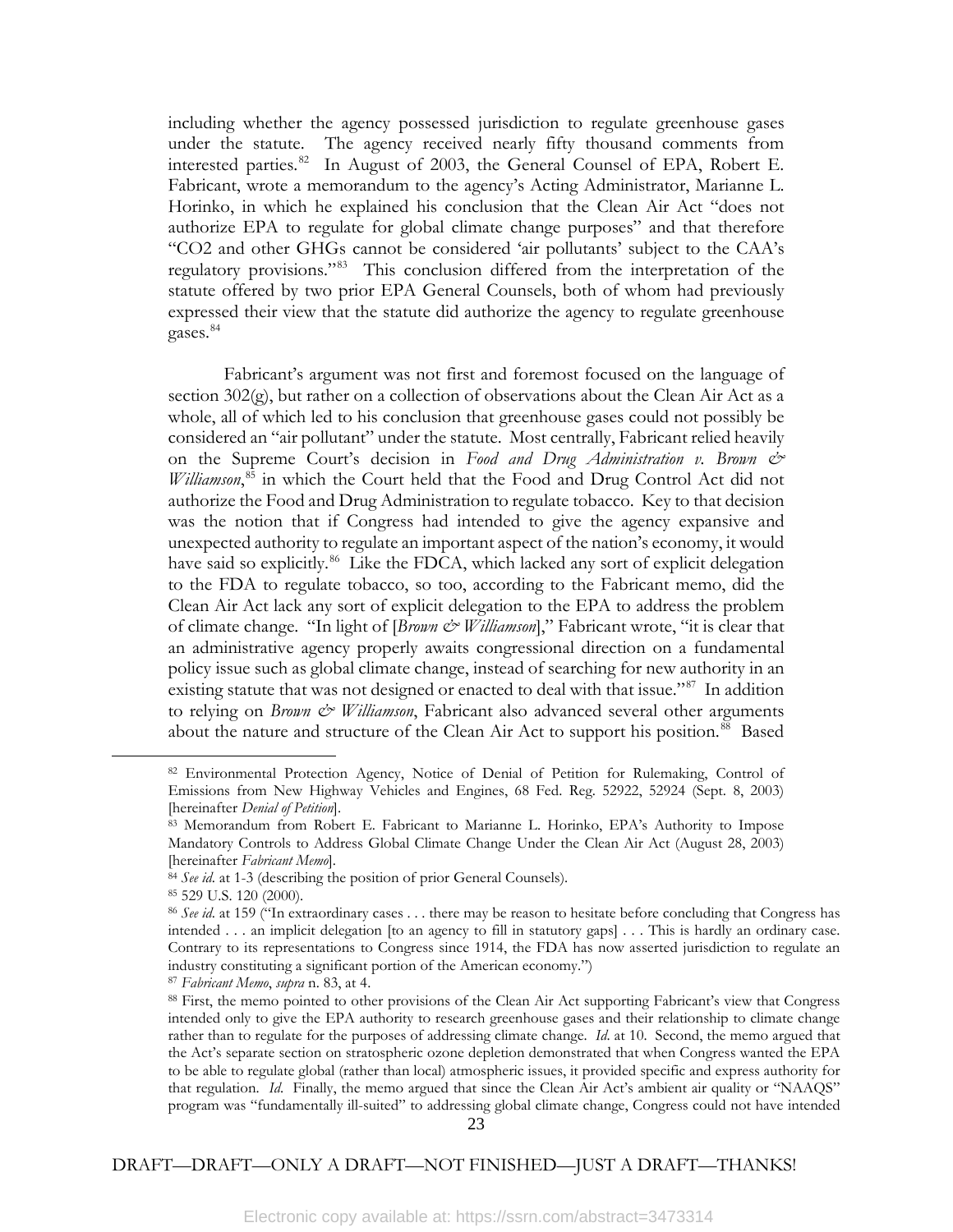including whether the agency possessed jurisdiction to regulate greenhouse gases under the statute. The agency received nearly fifty thousand comments from interested parties.[82] In August of 2003, the General Counsel of EPA, Robert E. Fabricant, wrote a memorandum to the agency's Acting Administrator, Marianne L. Horinko, in which he explained his conclusion that the Clean Air Act "does not authorize EPA to regulate for global climate change purposes" and that therefore "CO2 and other GHGs cannot be considered 'air pollutants' subject to the CAA's regulatory provisions."[83] This conclusion differed from the interpretation of the statute offered by two prior EPA General Counsels, both of whom had previously expressed their view that the statute did authorize the agency to regulate greenhouse gases.[84]

Fabricant's argument was not first and foremost focused on the language of section 302(g), but rather on a collection of observations about the Clean Air Act as a whole, all of which led to his conclusion that greenhouse gases could not possibly be considered an "air pollutant" under the statute. Most centrally, Fabricant relied heavily on the Supreme Court's decision in *Food and Drug Administration v. Brown & Williamson*,[85] in which the Court held that the Food and Drug Control Act did not authorize the Food and Drug Administration to regulate tobacco. Key to that decision was the notion that if Congress had intended to give the agency expansive and unexpected authority to regulate an important aspect of the nation's economy, it would have said so explicitly.[86] Like the FDCA, which lacked any sort of explicit delegation to the FDA to regulate tobacco, so too, according to the Fabricant memo, did the Clean Air Act lack any sort of explicit delegation to the EPA to address the problem of climate change. "In light of [*Brown & Williamson*]," Fabricant wrote, "it is clear that an administrative agency properly awaits congressional direction on a fundamental policy issue such as global climate change, instead of searching for new authority in an existing statute that was not designed or enacted to deal with that issue."[87] In addition to relying on *Brown & Williamson*, Fabricant also advanced several other arguments about the nature and structure of the Clean Air Act to support his position.[88] Based

---

[82] Environmental Protection Agency, Notice of Denial of Petition for Rulemaking, Control of Emissions from New Highway Vehicles and Engines, 68 Fed. Reg. 52922, 52924 (Sept. 8, 2003) [hereinafter *Denial of Petition*].

[83] Memorandum from Robert E. Fabricant to Marianne L. Horinko, EPA's Authority to Impose Mandatory Controls to Address Global Climate Change Under the Clean Air Act (August 28, 2003) [hereinafter *Fabricant Memo*].

[84] *See id*. at 1-3 (describing the position of prior General Counsels).

[85] 529 U.S. 120 (2000).

[86] *See id*. at 159 ("In extraordinary cases . . . there may be reason to hesitate before concluding that Congress has intended . . . an implicit delegation [to an agency to fill in statutory gaps] . . . This is hardly an ordinary case. Contrary to its representations to Congress since 1914, the FDA has now asserted jurisdiction to regulate an industry constituting a significant portion of the American economy.")

[87] *Fabricant Memo*, *supra* n. 83, at 4.

[88] First, the memo pointed to other provisions of the Clean Air Act supporting Fabricant's view that Congress intended only to give the EPA authority to research greenhouse gases and their relationship to climate change rather than to regulate for the purposes of addressing climate change. *Id*. at 10. Second, the memo argued that the Act's separate section on stratospheric ozone depletion demonstrated that when Congress wanted the EPA to be able to regulate global (rather than local) atmospheric issues, it provided specific and express authority for that regulation. *Id*. Finally, the memo argued that since the Clean Air Act's ambient air quality or "NAAQS" program was "fundamentally ill-suited" to addressing global climate change, Congress could not have intended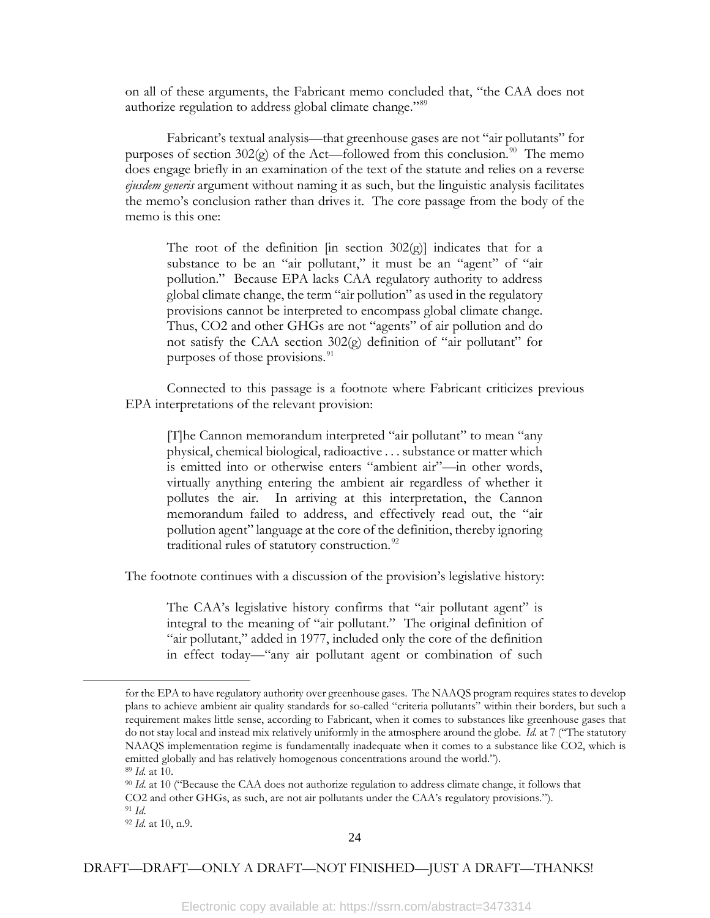on all of these arguments, the Fabricant memo concluded that, "the CAA does not authorize regulation to address global climate change."[89]

Fabricant's textual analysis—that greenhouse gases are not "air pollutants" for purposes of section 302(g) of the Act—followed from this conclusion.[90] The memo does engage briefly in an examination of the text of the statute and relies on a reverse *ejusdem generis* argument without naming it as such, but the linguistic analysis facilitates the memo's conclusion rather than drives it. The core passage from the body of the memo is this one:

> The root of the definition [in section 302(g)] indicates that for a substance to be an "air pollutant," it must be an "agent" of "air pollution." Because EPA lacks CAA regulatory authority to address global climate change, the term "air pollution" as used in the regulatory provisions cannot be interpreted to encompass global climate change. Thus, CO2 and other GHGs are not "agents" of air pollution and do not satisfy the CAA section 302(g) definition of "air pollutant" for purposes of those provisions.[91]

Connected to this passage is a footnote where Fabricant criticizes previous EPA interpretations of the relevant provision:

> [T]he Cannon memorandum interpreted "air pollutant" to mean "any physical, chemical biological, radioactive . . . substance or matter which is emitted into or otherwise enters "ambient air"—in other words, virtually anything entering the ambient air regardless of whether it pollutes the air. In arriving at this interpretation, the Cannon memorandum failed to address, and effectively read out, the "air pollution agent" language at the core of the definition, thereby ignoring traditional rules of statutory construction.[92]

The footnote continues with a discussion of the provision's legislative history:

> The CAA's legislative history confirms that "air pollutant agent" is integral to the meaning of "air pollutant." The original definition of "air pollutant," added in 1977, included only the core of the definition in effect today—"any air pollutant agent or combination of such

---

for the EPA to have regulatory authority over greenhouse gases. The NAAQS program requires states to develop plans to achieve ambient air quality standards for so-called "criteria pollutants" within their borders, but such a requirement makes little sense, according to Fabricant, when it comes to substances like greenhouse gases that do not stay local and instead mix relatively uniformly in the atmosphere around the globe. *Id.* at 7 ("The statutory NAAQS implementation regime is fundamentally inadequate when it comes to a substance like CO2, which is emitted globally and has relatively homogenous concentrations around the world.").

[89] *Id.* at 10.

[90] *Id.* at 10 ("Because the CAA does not authorize regulation to address climate change, it follows that CO2 and other GHGs, as such, are not air pollutants under the CAA's regulatory provisions.").

[91] *Id.*

[92] *Id.* at 10, n.9.

DRAFT—DRAFT—ONLY A DRAFT—NOT FINISHED—JUST A DRAFT—THANKS!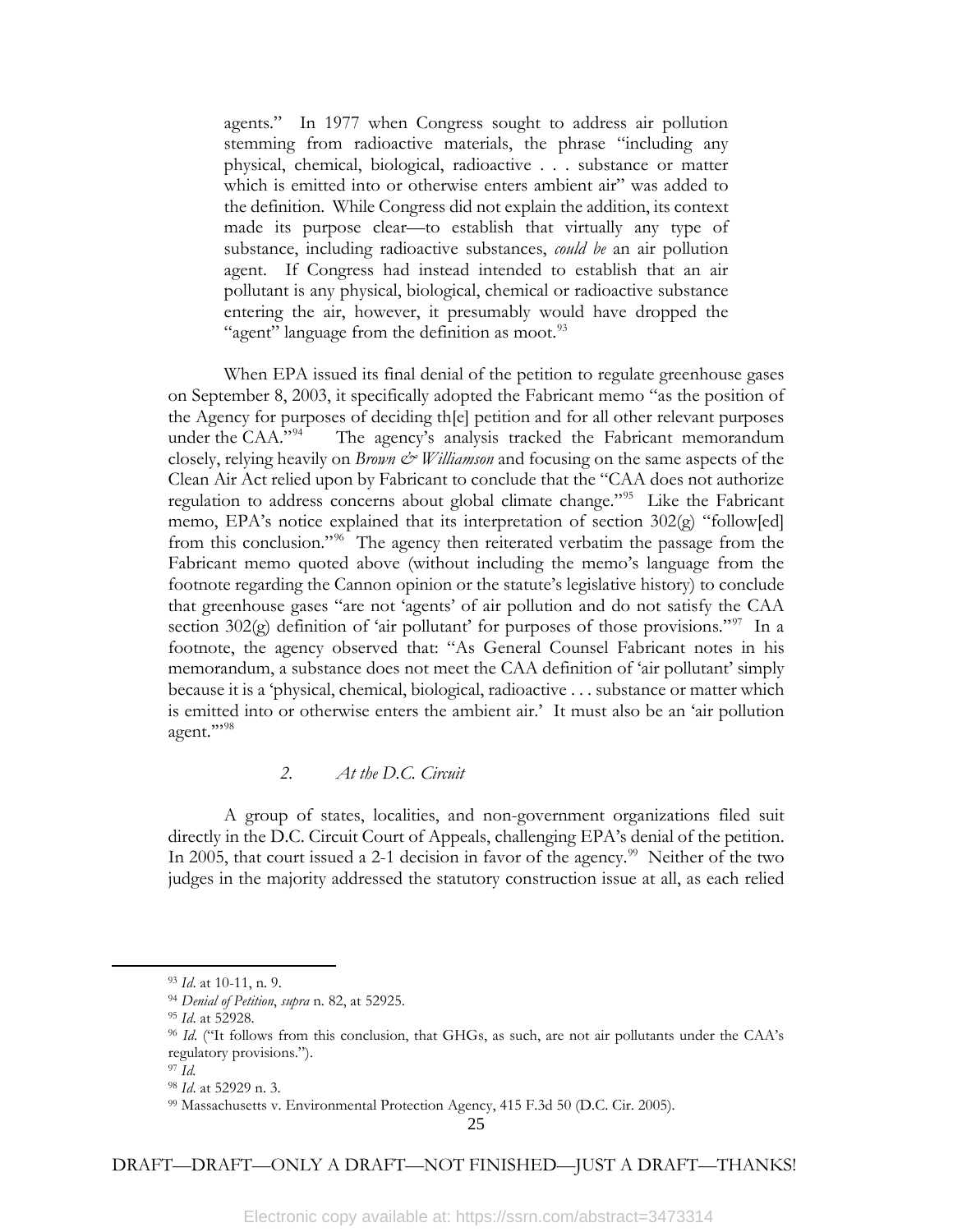> agents." In 1977 when Congress sought to address air pollution stemming from radioactive materials, the phrase "including any physical, chemical, biological, radioactive . . . substance or matter which is emitted into or otherwise enters ambient air" was added to the definition. While Congress did not explain the addition, its context made its purpose clear—to establish that virtually any type of substance, including radioactive substances, *could be* an air pollution agent. If Congress had instead intended to establish that an air pollutant is any physical, biological, chemical or radioactive substance entering the air, however, it presumably would have dropped the "agent" language from the definition as moot.[93]

When EPA issued its final denial of the petition to regulate greenhouse gases on September 8, 2003, it specifically adopted the Fabricant memo "as the position of the Agency for purposes of deciding th[e] petition and for all other relevant purposes under the CAA."[94] The agency's analysis tracked the Fabricant memorandum closely, relying heavily on *Brown & Williamson* and focusing on the same aspects of the Clean Air Act relied upon by Fabricant to conclude that the "CAA does not authorize regulation to address concerns about global climate change."[95] Like the Fabricant memo, EPA's notice explained that its interpretation of section 302(g) "follow[ed] from this conclusion."[96] The agency then reiterated verbatim the passage from the Fabricant memo quoted above (without including the memo's language from the footnote regarding the Cannon opinion or the statute's legislative history) to conclude that greenhouse gases "are not 'agents' of air pollution and do not satisfy the CAA section 302(g) definition of 'air pollutant' for purposes of those provisions."[97] In a footnote, the agency observed that: "As General Counsel Fabricant notes in his memorandum, a substance does not meet the CAA definition of 'air pollutant' simply because it is a 'physical, chemical, biological, radioactive . . . substance or matter which is emitted into or otherwise enters the ambient air.' It must also be an 'air pollution agent.'"[98]

### *2. At the D.C. Circuit*

A group of states, localities, and non-government organizations filed suit directly in the D.C. Circuit Court of Appeals, challenging EPA's denial of the petition. In 2005, that court issued a 2-1 decision in favor of the agency.[99] Neither of the two judges in the majority addressed the statutory construction issue at all, as each relied

---

[93] *Id*. at 10-11, n. 9.

[94] *Denial of Petition*, *supra* n. 82, at 52925.

[95] *Id*. at 52928.

[96] *Id*. ("It follows from this conclusion, that GHGs, as such, are not air pollutants under the CAA's regulatory provisions.").

[97] *Id*.

[98] *Id*. at 52929 n. 3.

[99] Massachusetts v. Environmental Protection Agency, 415 F.3d 50 (D.C. Cir. 2005).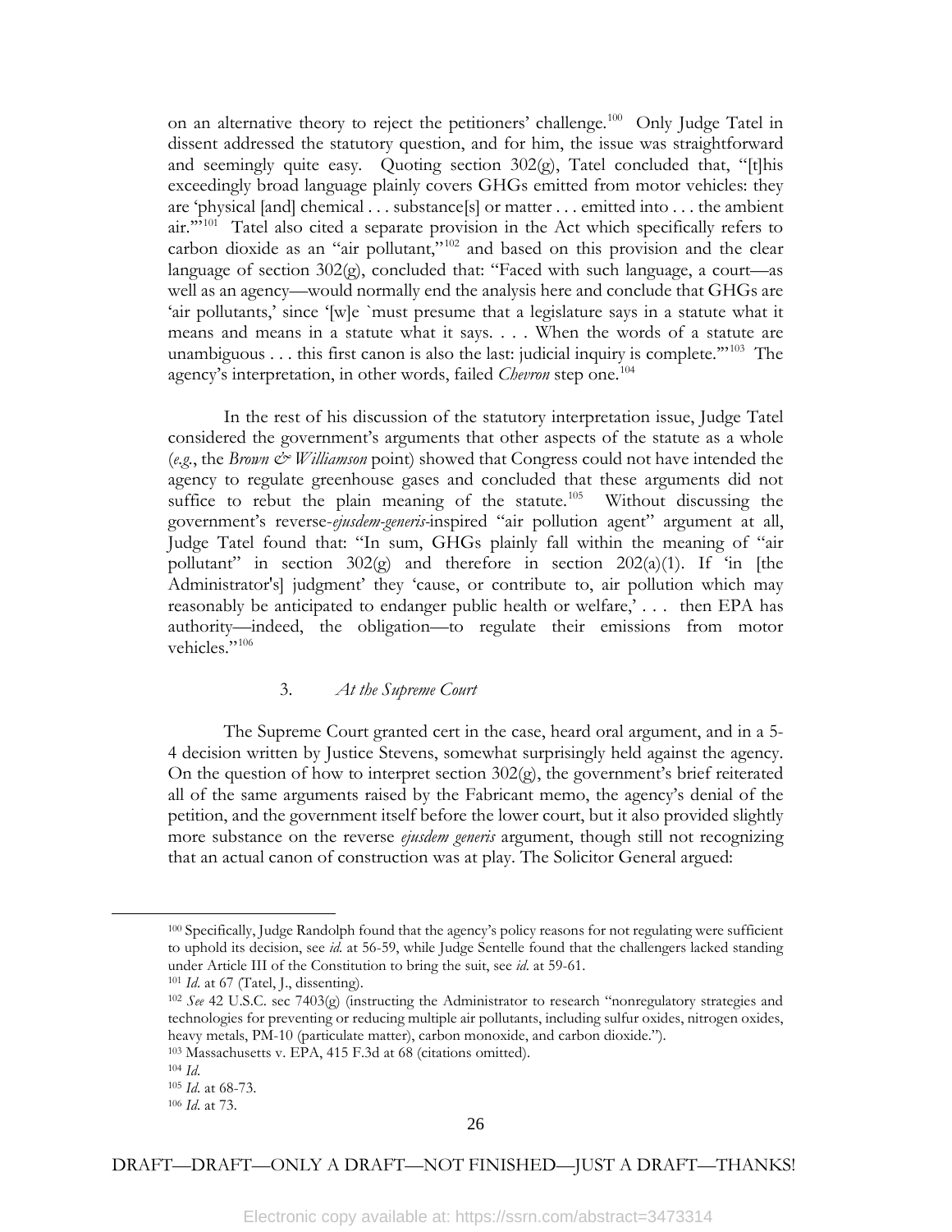on an alternative theory to reject the petitioners' challenge.[100] Only Judge Tatel in dissent addressed the statutory question, and for him, the issue was straightforward and seemingly quite easy. Quoting section 302(g), Tatel concluded that, "[t]his exceedingly broad language plainly covers GHGs emitted from motor vehicles: they are 'physical [and] chemical . . . substance[s] or matter . . . emitted into . . . the ambient air.'"[101] Tatel also cited a separate provision in the Act which specifically refers to carbon dioxide as an "air pollutant,"[102] and based on this provision and the clear language of section 302(g), concluded that: "Faced with such language, a court—as well as an agency—would normally end the analysis here and conclude that GHGs are 'air pollutants,' since '[w]e `must presume that a legislature says in a statute what it means and means in a statute what it says. . . . When the words of a statute are unambiguous . . . this first canon is also the last: judicial inquiry is complete.'"[103] The agency's interpretation, in other words, failed *Chevron* step one.[104]

In the rest of his discussion of the statutory interpretation issue, Judge Tatel considered the government's arguments that other aspects of the statute as a whole (*e.g.*, the *Brown & Williamson* point) showed that Congress could not have intended the agency to regulate greenhouse gases and concluded that these arguments did not suffice to rebut the plain meaning of the statute.[105] Without discussing the government's reverse-*ejusdem-generis*-inspired "air pollution agent" argument at all, Judge Tatel found that: "In sum, GHGs plainly fall within the meaning of "air pollutant" in section 302(g) and therefore in section 202(a)(1). If 'in [the Administrator's] judgment' they 'cause, or contribute to, air pollution which may reasonably be anticipated to endanger public health or welfare,' . . . then EPA has authority—indeed, the obligation—to regulate their emissions from motor vehicles."[106]

### 3. *At the Supreme Court*

The Supreme Court granted cert in the case, heard oral argument, and in a 5-4 decision written by Justice Stevens, somewhat surprisingly held against the agency. On the question of how to interpret section 302(g), the government's brief reiterated all of the same arguments raised by the Fabricant memo, the agency's denial of the petition, and the government itself before the lower court, but it also provided slightly more substance on the reverse *ejusdem generis* argument, though still not recognizing that an actual canon of construction was at play. The Solicitor General argued:

---

[100] Specifically, Judge Randolph found that the agency's policy reasons for not regulating were sufficient to uphold its decision, see *id.* at 56-59, while Judge Sentelle found that the challengers lacked standing under Article III of the Constitution to bring the suit, see *id.* at 59-61.

[101] *Id.* at 67 (Tatel, J., dissenting).

[102] *See* 42 U.S.C. sec 7403(g) (instructing the Administrator to research "nonregulatory strategies and technologies for preventing or reducing multiple air pollutants, including sulfur oxides, nitrogen oxides, heavy metals, PM-10 (particulate matter), carbon monoxide, and carbon dioxide.").

[103] Massachusetts v. EPA, 415 F.3d at 68 (citations omitted).

[104] *Id.*

[105] *Id.* at 68-73.

[106] *Id.* at 73.

DRAFT—DRAFT—ONLY A DRAFT—NOT FINISHED—JUST A DRAFT—THANKS!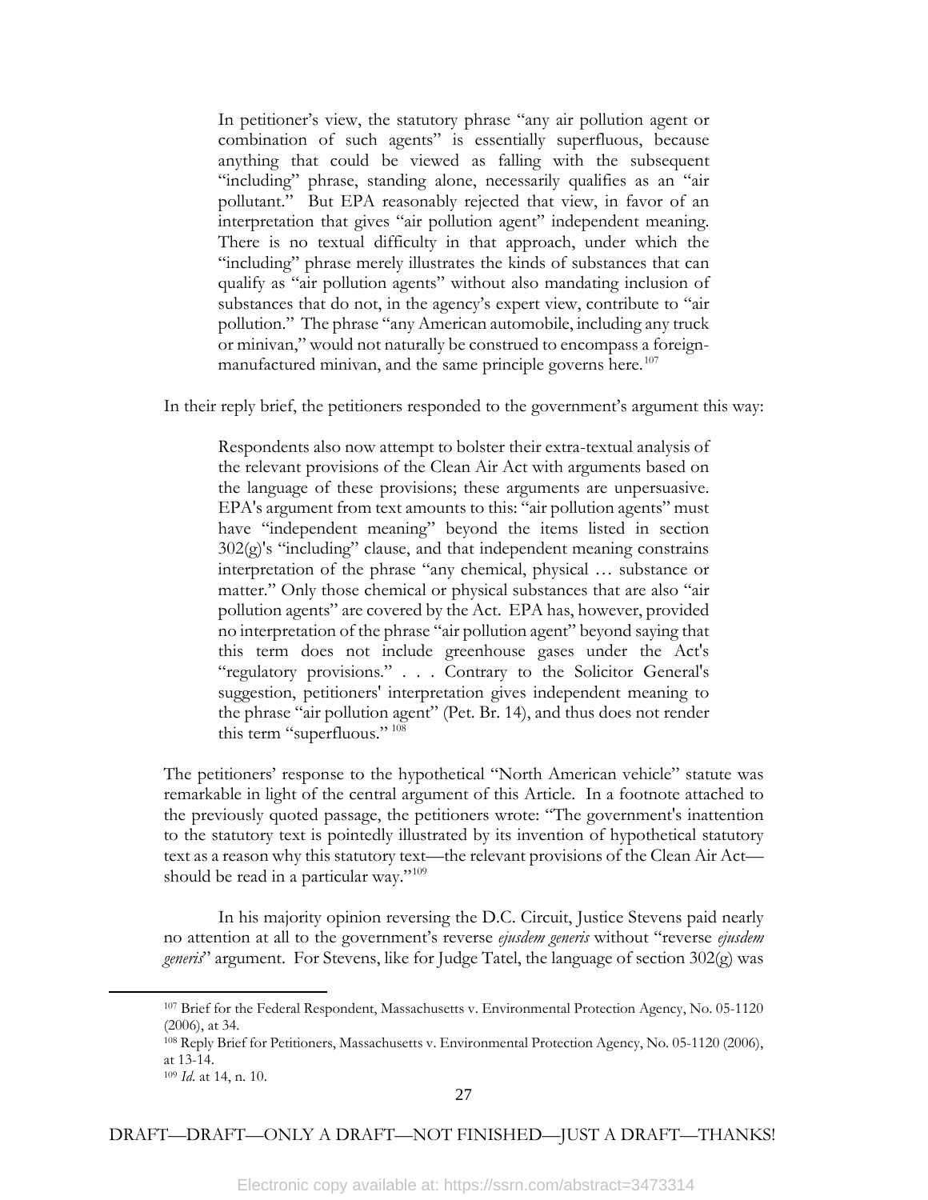> In petitioner's view, the statutory phrase "any air pollution agent or combination of such agents" is essentially superfluous, because anything that could be viewed as falling with the subsequent "including" phrase, standing alone, necessarily qualifies as an "air pollutant." But EPA reasonably rejected that view, in favor of an interpretation that gives "air pollution agent" independent meaning. There is no textual difficulty in that approach, under which the "including" phrase merely illustrates the kinds of substances that can qualify as "air pollution agents" without also mandating inclusion of substances that do not, in the agency's expert view, contribute to "air pollution." The phrase "any American automobile, including any truck or minivan," would not naturally be construed to encompass a foreign-manufactured minivan, and the same principle governs here.[107]

In their reply brief, the petitioners responded to the government's argument this way:

> Respondents also now attempt to bolster their extra-textual analysis of the relevant provisions of the Clean Air Act with arguments based on the language of these provisions; these arguments are unpersuasive. EPA's argument from text amounts to this: "air pollution agents" must have "independent meaning" beyond the items listed in section 302(g)'s "including" clause, and that independent meaning constrains interpretation of the phrase "any chemical, physical … substance or matter." Only those chemical or physical substances that are also "air pollution agents" are covered by the Act. EPA has, however, provided no interpretation of the phrase "air pollution agent" beyond saying that this term does not include greenhouse gases under the Act's "regulatory provisions." . . . Contrary to the Solicitor General's suggestion, petitioners' interpretation gives independent meaning to the phrase "air pollution agent" (Pet. Br. 14), and thus does not render this term "superfluous." [108]

The petitioners' response to the hypothetical "North American vehicle" statute was remarkable in light of the central argument of this Article. In a footnote attached to the previously quoted passage, the petitioners wrote: "The government's inattention to the statutory text is pointedly illustrated by its invention of hypothetical statutory text as a reason why this statutory text—the relevant provisions of the Clean Air Act—should be read in a particular way."[109]

In his majority opinion reversing the D.C. Circuit, Justice Stevens paid nearly no attention at all to the government's reverse *ejusdem generis* without "reverse *ejusdem generis*" argument. For Stevens, like for Judge Tatel, the language of section 302(g) was

---

[107] Brief for the Federal Respondent, Massachusetts v. Environmental Protection Agency, No. 05-1120 (2006), at 34.

[108] Reply Brief for Petitioners, Massachusetts v. Environmental Protection Agency, No. 05-1120 (2006), at 13-14.

[109] *Id.* at 14, n. 10.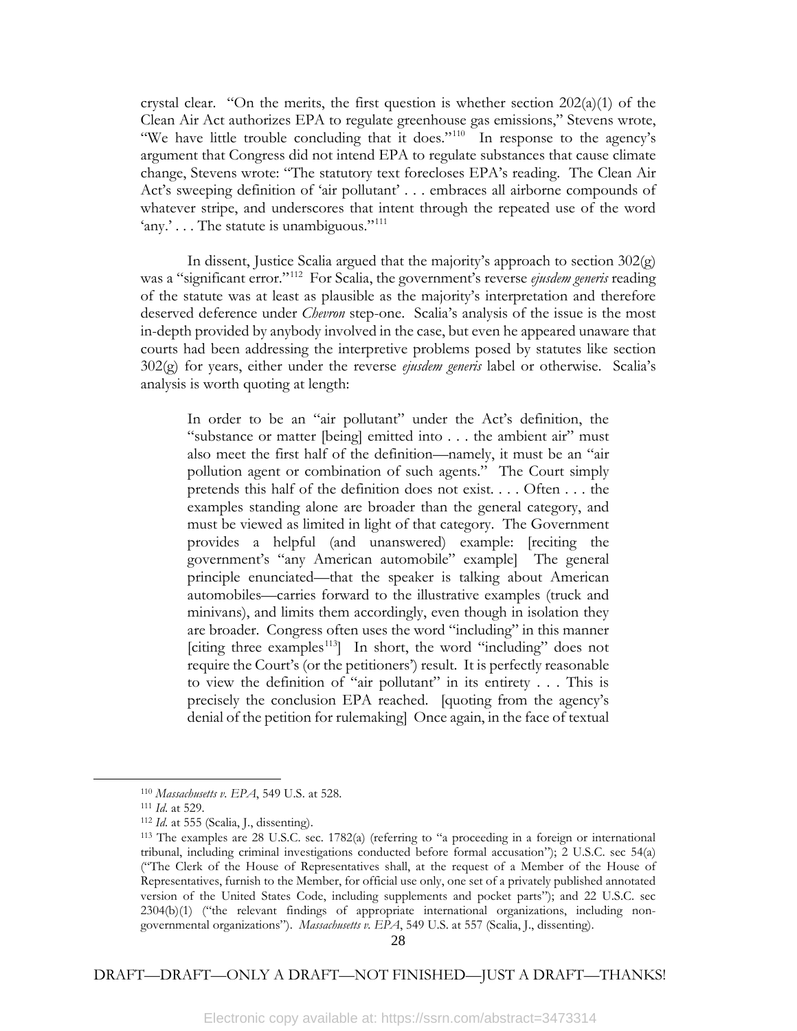crystal clear. "On the merits, the first question is whether section 202(a)(1) of the Clean Air Act authorizes EPA to regulate greenhouse gas emissions," Stevens wrote, "We have little trouble concluding that it does."[110] In response to the agency's argument that Congress did not intend EPA to regulate substances that cause climate change, Stevens wrote: "The statutory text forecloses EPA's reading. The Clean Air Act's sweeping definition of 'air pollutant' . . . embraces all airborne compounds of whatever stripe, and underscores that intent through the repeated use of the word 'any.' . . . The statute is unambiguous."[111]

In dissent, Justice Scalia argued that the majority's approach to section 302(g) was a "significant error."[112] For Scalia, the government's reverse *ejusdem generis* reading of the statute was at least as plausible as the majority's interpretation and therefore deserved deference under *Chevron* step-one. Scalia's analysis of the issue is the most in-depth provided by anybody involved in the case, but even he appeared unaware that courts had been addressing the interpretive problems posed by statutes like section 302(g) for years, either under the reverse *ejusdem generis* label or otherwise. Scalia's analysis is worth quoting at length:

> In order to be an "air pollutant" under the Act's definition, the "substance or matter [being] emitted into . . . the ambient air" must also meet the first half of the definition—namely, it must be an "air pollution agent or combination of such agents." The Court simply pretends this half of the definition does not exist. . . . Often . . . the examples standing alone are broader than the general category, and must be viewed as limited in light of that category. The Government provides a helpful (and unanswered) example: [reciting the government's "any American automobile" example] The general principle enunciated—that the speaker is talking about American automobiles—carries forward to the illustrative examples (truck and minivans), and limits them accordingly, even though in isolation they are broader. Congress often uses the word "including" in this manner [citing three examples[113]] In short, the word "including" does not require the Court's (or the petitioners') result. It is perfectly reasonable to view the definition of "air pollutant" in its entirety . . . This is precisely the conclusion EPA reached. [quoting from the agency's denial of the petition for rulemaking] Once again, in the face of textual

---

[110] *Massachusetts v. EPA*, 549 U.S. at 528.

[111] *Id.* at 529.

[112] *Id.* at 555 (Scalia, J., dissenting).

[113] The examples are 28 U.S.C. sec. 1782(a) (referring to "a proceeding in a foreign or international tribunal, including criminal investigations conducted before formal accusation"); 2 U.S.C. sec 54(a) ("The Clerk of the House of Representatives shall, at the request of a Member of the House of Representatives, furnish to the Member, for official use only, one set of a privately published annotated version of the United States Code, including supplements and pocket parts"); and 22 U.S.C. sec 2304(b)(1) ("the relevant findings of appropriate international organizations, including non-governmental organizations"). *Massachusetts v. EPA*, 549 U.S. at 557 (Scalia, J., dissenting).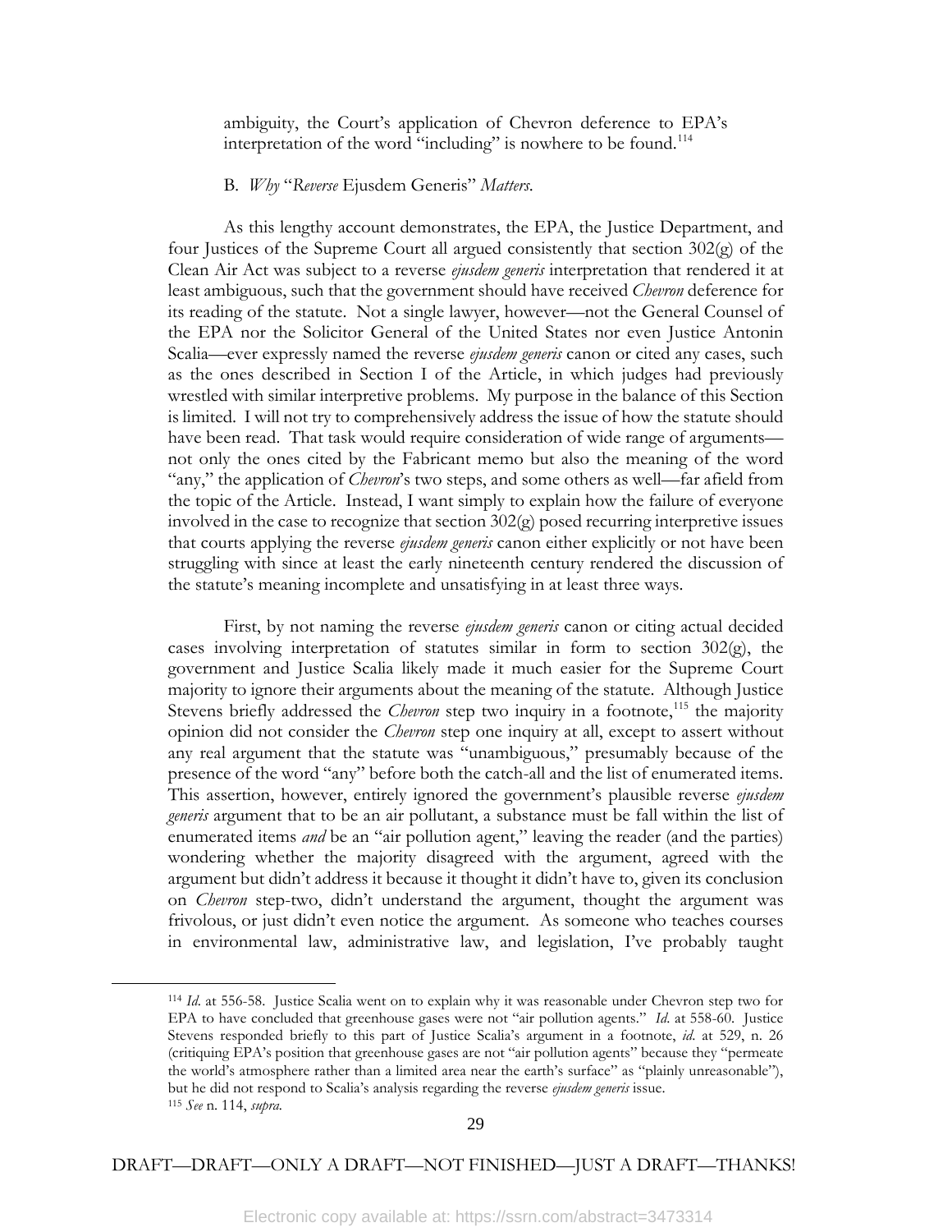ambiguity, the Court's application of Chevron deference to EPA's interpretation of the word "including" is nowhere to be found.[114]

B. *Why* "*Reverse* Ejusdem Generis" *Matters*.

As this lengthy account demonstrates, the EPA, the Justice Department, and four Justices of the Supreme Court all argued consistently that section 302(g) of the Clean Air Act was subject to a reverse *ejusdem generis* interpretation that rendered it at least ambiguous, such that the government should have received *Chevron* deference for its reading of the statute. Not a single lawyer, however—not the General Counsel of the EPA nor the Solicitor General of the United States nor even Justice Antonin Scalia—ever expressly named the reverse *ejusdem generis* canon or cited any cases, such as the ones described in Section I of the Article, in which judges had previously wrestled with similar interpretive problems. My purpose in the balance of this Section is limited. I will not try to comprehensively address the issue of how the statute should have been read. That task would require consideration of wide range of arguments—not only the ones cited by the Fabricant memo but also the meaning of the word "any," the application of *Chevron*'s two steps, and some others as well—far afield from the topic of the Article. Instead, I want simply to explain how the failure of everyone involved in the case to recognize that section 302(g) posed recurring interpretive issues that courts applying the reverse *ejusdem generis* canon either explicitly or not have been struggling with since at least the early nineteenth century rendered the discussion of the statute's meaning incomplete and unsatisfying in at least three ways.

First, by not naming the reverse *ejusdem generis* canon or citing actual decided cases involving interpretation of statutes similar in form to section 302(g), the government and Justice Scalia likely made it much easier for the Supreme Court majority to ignore their arguments about the meaning of the statute. Although Justice Stevens briefly addressed the *Chevron* step two inquiry in a footnote,[115] the majority opinion did not consider the *Chevron* step one inquiry at all, except to assert without any real argument that the statute was "unambiguous," presumably because of the presence of the word "any" before both the catch-all and the list of enumerated items. This assertion, however, entirely ignored the government's plausible reverse *ejusdem generis* argument that to be an air pollutant, a substance must be fall within the list of enumerated items *and* be an "air pollution agent," leaving the reader (and the parties) wondering whether the majority disagreed with the argument, agreed with the argument but didn't address it because it thought it didn't have to, given its conclusion on *Chevron* step-two, didn't understand the argument, thought the argument was frivolous, or just didn't even notice the argument. As someone who teaches courses in environmental law, administrative law, and legislation, I've probably taught

---

[114] *Id*. at 556-58. Justice Scalia went on to explain why it was reasonable under Chevron step two for EPA to have concluded that greenhouse gases were not "air pollution agents." *Id*. at 558-60. Justice Stevens responded briefly to this part of Justice Scalia's argument in a footnote, *id*. at 529, n. 26 (critiquing EPA's position that greenhouse gases are not "air pollution agents" because they "permeate the world's atmosphere rather than a limited area near the earth's surface" as "plainly unreasonable"), but he did not respond to Scalia's analysis regarding the reverse *ejusdem generis* issue.

[115] *See* n. 114, *supra*.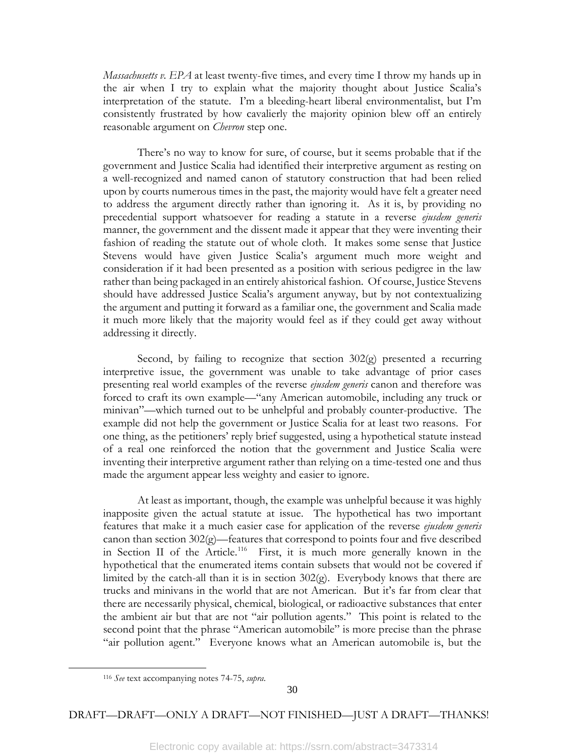*Massachusetts v. EPA* at least twenty-five times, and every time I throw my hands up in the air when I try to explain what the majority thought about Justice Scalia's interpretation of the statute. I'm a bleeding-heart liberal environmentalist, but I'm consistently frustrated by how cavalierly the majority opinion blew off an entirely reasonable argument on *Chevron* step one.

There's no way to know for sure, of course, but it seems probable that if the government and Justice Scalia had identified their interpretive argument as resting on a well-recognized and named canon of statutory construction that had been relied upon by courts numerous times in the past, the majority would have felt a greater need to address the argument directly rather than ignoring it. As it is, by providing no precedential support whatsoever for reading a statute in a reverse *ejusdem generis* manner, the government and the dissent made it appear that they were inventing their fashion of reading the statute out of whole cloth. It makes some sense that Justice Stevens would have given Justice Scalia's argument much more weight and consideration if it had been presented as a position with serious pedigree in the law rather than being packaged in an entirely ahistorical fashion. Of course, Justice Stevens should have addressed Justice Scalia's argument anyway, but by not contextualizing the argument and putting it forward as a familiar one, the government and Scalia made it much more likely that the majority would feel as if they could get away without addressing it directly.

Second, by failing to recognize that section 302(g) presented a recurring interpretive issue, the government was unable to take advantage of prior cases presenting real world examples of the reverse *ejusdem generis* canon and therefore was forced to craft its own example—"any American automobile, including any truck or minivan"—which turned out to be unhelpful and probably counter-productive. The example did not help the government or Justice Scalia for at least two reasons. For one thing, as the petitioners' reply brief suggested, using a hypothetical statute instead of a real one reinforced the notion that the government and Justice Scalia were inventing their interpretive argument rather than relying on a time-tested one and thus made the argument appear less weighty and easier to ignore.

At least as important, though, the example was unhelpful because it was highly inapposite given the actual statute at issue. The hypothetical has two important features that make it a much easier case for application of the reverse *ejusdem generis* canon than section 302(g)—features that correspond to points four and five described in Section II of the Article.[116] First, it is much more generally known in the hypothetical that the enumerated items contain subsets that would not be covered if limited by the catch-all than it is in section 302(g). Everybody knows that there are trucks and minivans in the world that are not American. But it's far from clear that there are necessarily physical, chemical, biological, or radioactive substances that enter the ambient air but that are not "air pollution agents." This point is related to the second point that the phrase "American automobile" is more precise than the phrase "air pollution agent." Everyone knows what an American automobile is, but the

[116] *See* text accompanying notes 74-75, *supra*.

DRAFT—DRAFT—ONLY A DRAFT—NOT FINISHED—JUST A DRAFT—THANKS!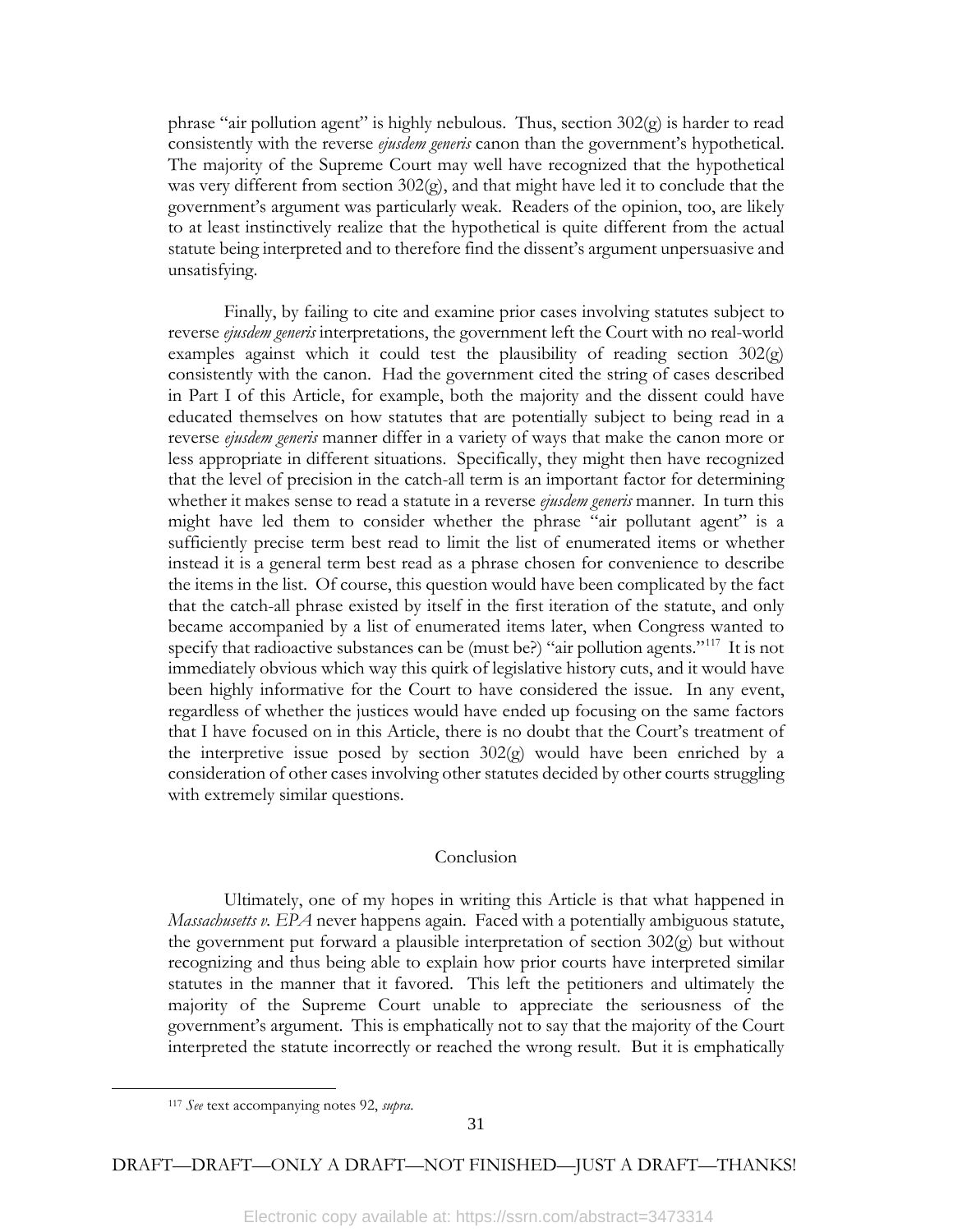phrase "air pollution agent" is highly nebulous. Thus, section 302(g) is harder to read consistently with the reverse *ejusdem generis* canon than the government's hypothetical. The majority of the Supreme Court may well have recognized that the hypothetical was very different from section 302(g), and that might have led it to conclude that the government's argument was particularly weak. Readers of the opinion, too, are likely to at least instinctively realize that the hypothetical is quite different from the actual statute being interpreted and to therefore find the dissent's argument unpersuasive and unsatisfying.

Finally, by failing to cite and examine prior cases involving statutes subject to reverse *ejusdem generis* interpretations, the government left the Court with no real-world examples against which it could test the plausibility of reading section 302(g) consistently with the canon. Had the government cited the string of cases described in Part I of this Article, for example, both the majority and the dissent could have educated themselves on how statutes that are potentially subject to being read in a reverse *ejusdem generis* manner differ in a variety of ways that make the canon more or less appropriate in different situations. Specifically, they might then have recognized that the level of precision in the catch-all term is an important factor for determining whether it makes sense to read a statute in a reverse *ejusdem generis* manner. In turn this might have led them to consider whether the phrase "air pollutant agent" is a sufficiently precise term best read to limit the list of enumerated items or whether instead it is a general term best read as a phrase chosen for convenience to describe the items in the list. Of course, this question would have been complicated by the fact that the catch-all phrase existed by itself in the first iteration of the statute, and only became accompanied by a list of enumerated items later, when Congress wanted to specify that radioactive substances can be (must be?) "air pollution agents."[117] It is not immediately obvious which way this quirk of legislative history cuts, and it would have been highly informative for the Court to have considered the issue. In any event, regardless of whether the justices would have ended up focusing on the same factors that I have focused on in this Article, there is no doubt that the Court's treatment of the interpretive issue posed by section 302(g) would have been enriched by a consideration of other cases involving other statutes decided by other courts struggling with extremely similar questions.

## Conclusion

Ultimately, one of my hopes in writing this Article is that what happened in *Massachusetts v. EPA* never happens again. Faced with a potentially ambiguous statute, the government put forward a plausible interpretation of section 302(g) but without recognizing and thus being able to explain how prior courts have interpreted similar statutes in the manner that it favored. This left the petitioners and ultimately the majority of the Supreme Court unable to appreciate the seriousness of the government's argument. This is emphatically not to say that the majority of the Court interpreted the statute incorrectly or reached the wrong result. But it is emphatically

[117] *See* text accompanying notes 92, *supra*.

DRAFT—DRAFT—ONLY A DRAFT—NOT FINISHED—JUST A DRAFT—THANKS!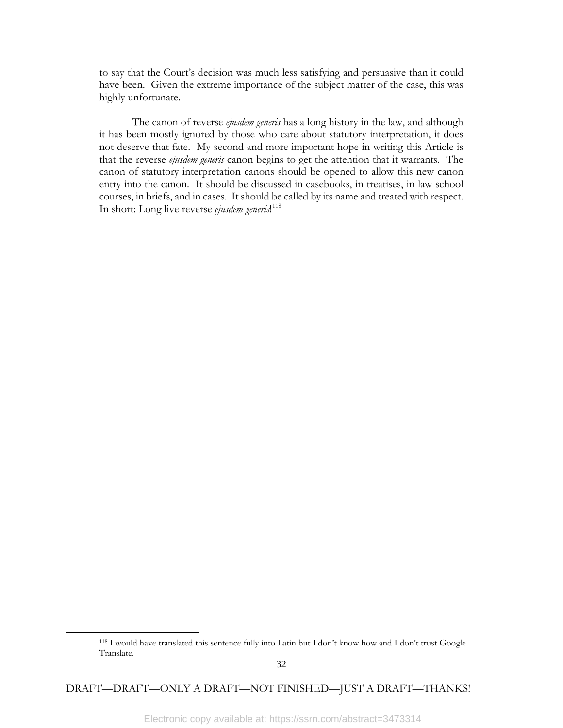to say that the Court's decision was much less satisfying and persuasive than it could have been. Given the extreme importance of the subject matter of the case, this was highly unfortunate.

The canon of reverse *ejusdem generis* has a long history in the law, and although it has been mostly ignored by those who care about statutory interpretation, it does not deserve that fate. My second and more important hope in writing this Article is that the reverse *ejusdem generis* canon begins to get the attention that it warrants. The canon of statutory interpretation canons should be opened to allow this new canon entry into the canon. It should be discussed in casebooks, in treatises, in law school courses, in briefs, and in cases. It should be called by its name and treated with respect. In short: Long live reverse *ejusdem generis*![118]

---

[118] I would have translated this sentence fully into Latin but I don't know how and I don't trust Google Translate.

DRAFT—DRAFT—ONLY A DRAFT—NOT FINISHED—JUST A DRAFT—THANKS!